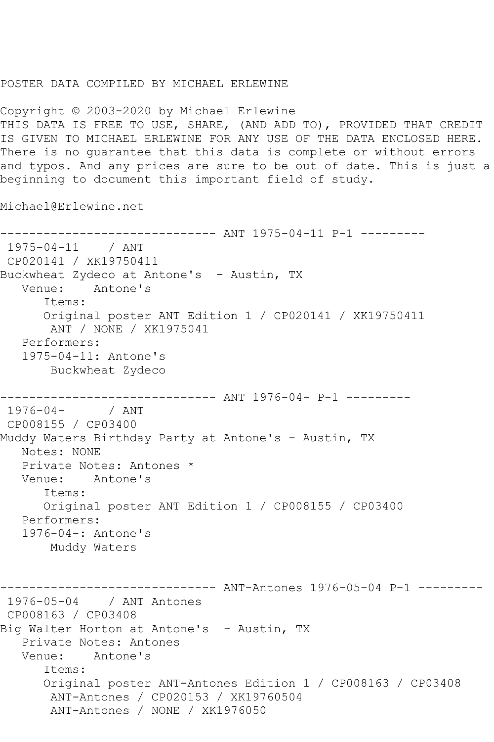POSTER DATA COMPILED BY MICHAEL ERLEWINE

Copyright © 2003-2020 by Michael Erlewine
THIS DATA IS FREE TO USE, SHARE, (AND ADD TO), PROVIDED THAT CREDIT IS GIVEN TO MICHAEL ERLEWINE FOR ANY USE OF THE DATA ENCLOSED HERE. There is no guarantee that this data is complete or without errors and typos. And any prices are sure to be out of date. This is just a beginning to document this important field of study.

Michael@Erlewine.net

```
------------------------------ ANT 1975-04-11 P-1 ---------
 1975-04-11    / ANT
 CP020141 / XK19750411
Buckwheat Zydeco at Antone's  - Austin, TX
   Venue:    Antone's
      Items:
      Original poster ANT Edition 1 / CP020141 / XK19750411
       ANT / NONE / XK1975041
   Performers:
   1975-04-11: Antone's
       Buckwheat Zydeco

------------------------------ ANT 1976-04- P-1 ---------
 1976-04-      / ANT
 CP008155 / CP03400
Muddy Waters Birthday Party at Antone's - Austin, TX
   Notes: NONE
   Private Notes: Antones *
   Venue:    Antone's
      Items:
      Original poster ANT Edition 1 / CP008155 / CP03400
   Performers:
   1976-04-: Antone's
       Muddy Waters


------------------------------ ANT-Antones 1976-05-04 P-1 ---------
 1976-05-04    / ANT Antones
 CP008163 / CP03408
Big Walter Horton at Antone's  - Austin, TX
   Private Notes: Antones
   Venue:    Antone's
      Items:
      Original poster ANT-Antones Edition 1 / CP008163 / CP03408
       ANT-Antones / CP020153 / XK19760504
       ANT-Antones / NONE / XK1976050
```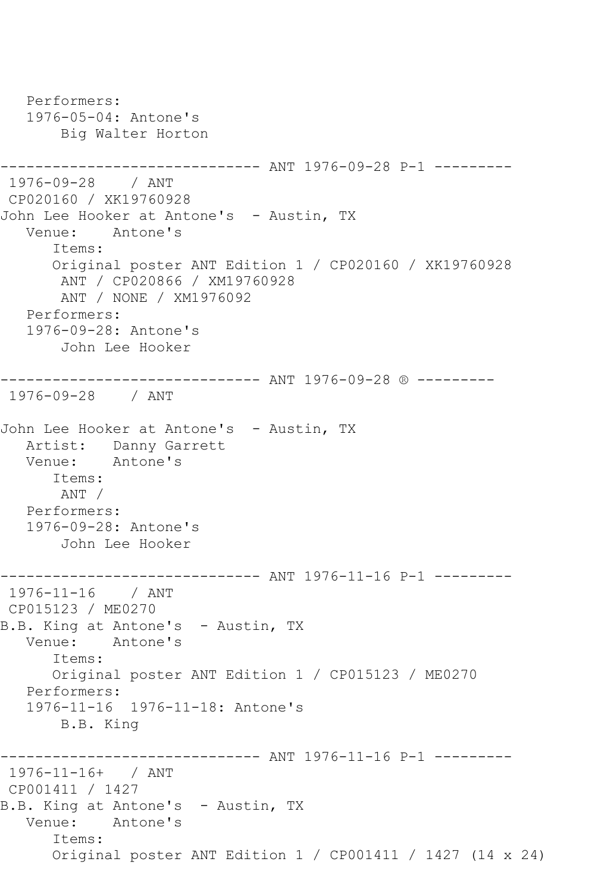```
   Performers:
   1976-05-04: Antone's
       Big Walter Horton

------------------------------ ANT 1976-09-28 P-1 ---------
 1976-09-28    / ANT
 CP020160 / XK19760928
John Lee Hooker at Antone's  - Austin, TX
   Venue:    Antone's
      Items:
      Original poster ANT Edition 1 / CP020160 / XK19760928
       ANT / CP020866 / XM19760928
       ANT / NONE / XM1976092
   Performers:
   1976-09-28: Antone's
       John Lee Hooker

------------------------------ ANT 1976-09-28 ® ---------
 1976-09-28    / ANT

John Lee Hooker at Antone's  - Austin, TX
   Artist:   Danny Garrett
   Venue:    Antone's
      Items:
       ANT /
   Performers:
   1976-09-28: Antone's
       John Lee Hooker

------------------------------ ANT 1976-11-16 P-1 ---------
 1976-11-16    / ANT
 CP015123 / ME0270
B.B. King at Antone's  - Austin, TX
   Venue:    Antone's
      Items:
      Original poster ANT Edition 1 / CP015123 / ME0270
   Performers:
   1976-11-16  1976-11-18: Antone's
       B.B. King

------------------------------ ANT 1976-11-16 P-1 ---------
 1976-11-16+   / ANT
 CP001411 / 1427
B.B. King at Antone's  - Austin, TX
   Venue:    Antone's
      Items:
      Original poster ANT Edition 1 / CP001411 / 1427 (14 x 24)
```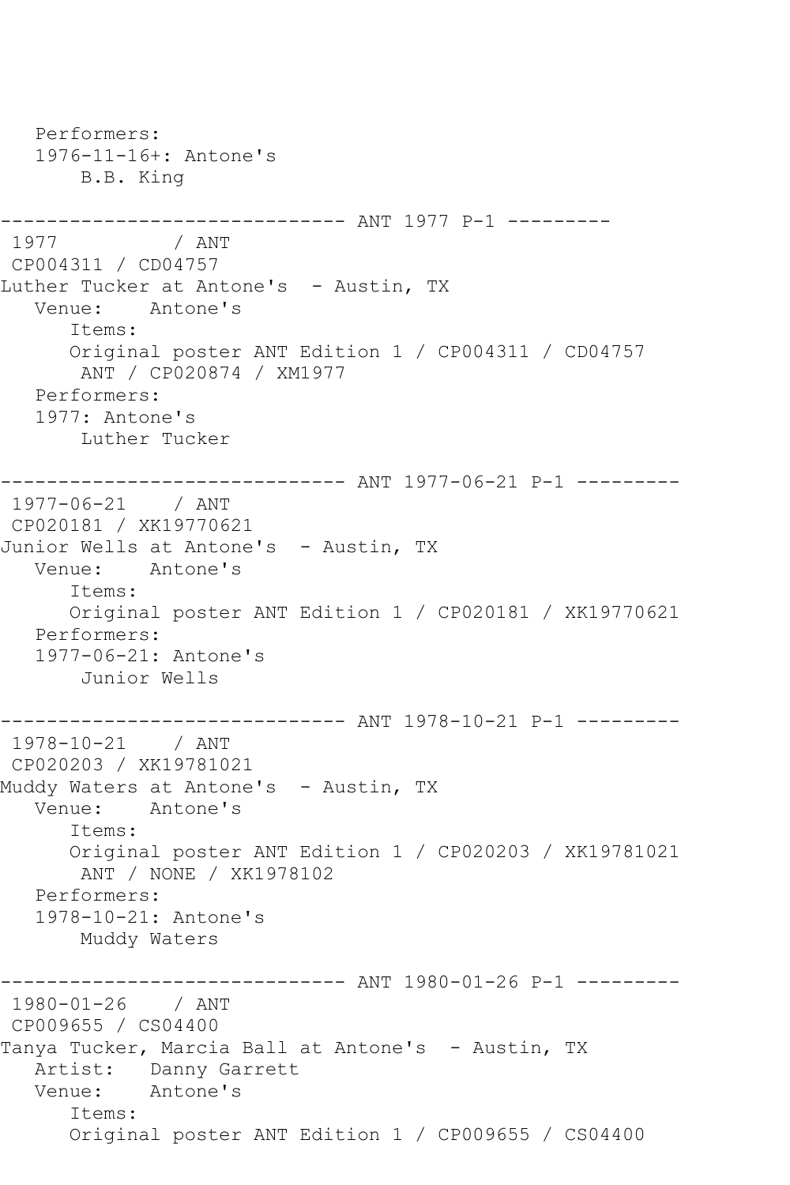```
   Performers:
   1976-11-16+: Antone's
       B.B. King

------------------------------ ANT 1977 P-1 ---------
 1977          / ANT 
 CP004311 / CD04757
Luther Tucker at Antone's  - Austin, TX
   Venue:    Antone's
      Items:
      Original poster ANT Edition 1 / CP004311 / CD04757
       ANT / CP020874 / XM1977
   Performers:
   1977: Antone's
       Luther Tucker

------------------------------ ANT 1977-06-21 P-1 ---------
 1977-06-21    / ANT 
 CP020181 / XK19770621
Junior Wells at Antone's  - Austin, TX
   Venue:    Antone's
      Items:
      Original poster ANT Edition 1 / CP020181 / XK19770621
   Performers:
   1977-06-21: Antone's
       Junior Wells

------------------------------ ANT 1978-10-21 P-1 ---------
 1978-10-21    / ANT 
 CP020203 / XK19781021
Muddy Waters at Antone's  - Austin, TX
   Venue:    Antone's
      Items:
      Original poster ANT Edition 1 / CP020203 / XK19781021
       ANT / NONE / XK1978102
   Performers:
   1978-10-21: Antone's
       Muddy Waters

------------------------------ ANT 1980-01-26 P-1 ---------
 1980-01-26    / ANT 
 CP009655 / CS04400
Tanya Tucker, Marcia Ball at Antone's  - Austin, TX
   Artist:   Danny Garrett
   Venue:    Antone's
      Items:
      Original poster ANT Edition 1 / CP009655 / CS04400
```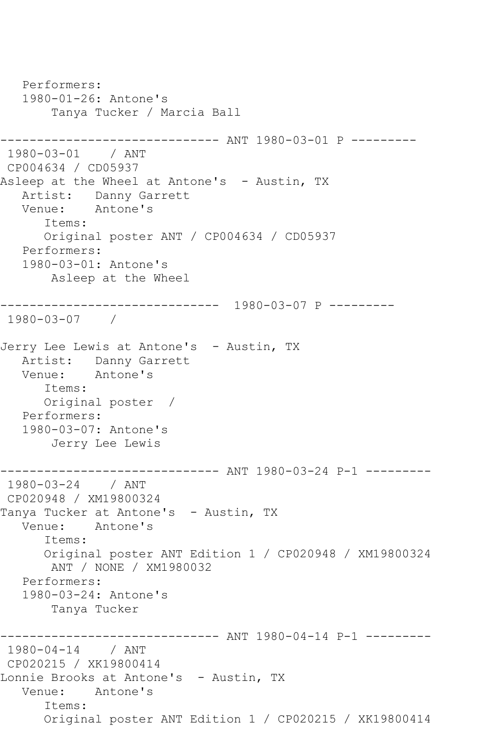```
   Performers:
   1980-01-26: Antone's
       Tanya Tucker / Marcia Ball

------------------------------ ANT 1980-03-01 P ---------
 1980-03-01    / ANT
 CP004634 / CD05937
Asleep at the Wheel at Antone's  - Austin, TX
   Artist:   Danny Garrett
   Venue:    Antone's
      Items:
      Original poster ANT / CP004634 / CD05937
   Performers:
   1980-03-01: Antone's
       Asleep at the Wheel

------------------------------  1980-03-07 P ---------
 1980-03-07    /

Jerry Lee Lewis at Antone's  - Austin, TX
   Artist:   Danny Garrett
   Venue:    Antone's
      Items:
      Original poster  /
   Performers:
   1980-03-07: Antone's
       Jerry Lee Lewis

------------------------------ ANT 1980-03-24 P-1 ---------
 1980-03-24    / ANT
 CP020948 / XM19800324
Tanya Tucker at Antone's  - Austin, TX
   Venue:    Antone's
      Items:
      Original poster ANT Edition 1 / CP020948 / XM19800324
       ANT / NONE / XM1980032
   Performers:
   1980-03-24: Antone's
       Tanya Tucker

------------------------------ ANT 1980-04-14 P-1 ---------
 1980-04-14    / ANT
 CP020215 / XK19800414
Lonnie Brooks at Antone's  - Austin, TX
   Venue:    Antone's
      Items:
      Original poster ANT Edition 1 / CP020215 / XK19800414
```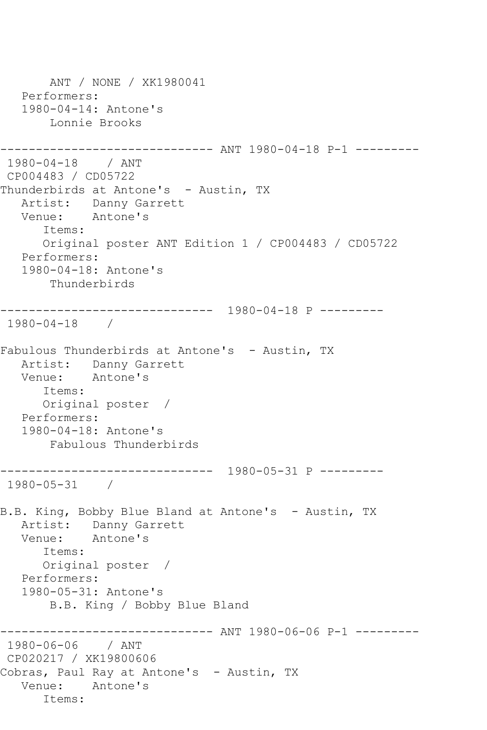```
      ANT / NONE / XK1980041
   Performers:
   1980-04-14: Antone's
       Lonnie Brooks

------------------------------ ANT 1980-04-18 P-1 ---------
 1980-04-18    / ANT
 CP004483 / CD05722
Thunderbirds at Antone's  - Austin, TX
   Artist:   Danny Garrett
   Venue:    Antone's
      Items:
      Original poster ANT Edition 1 / CP004483 / CD05722
   Performers:
   1980-04-18: Antone's
       Thunderbirds

------------------------------  1980-04-18 P ---------
 1980-04-18    /

Fabulous Thunderbirds at Antone's  - Austin, TX
   Artist:   Danny Garrett
   Venue:    Antone's
      Items:
      Original poster  /
   Performers:
   1980-04-18: Antone's
       Fabulous Thunderbirds

------------------------------  1980-05-31 P ---------
 1980-05-31    /

B.B. King, Bobby Blue Bland at Antone's  - Austin, TX
   Artist:   Danny Garrett
   Venue:    Antone's
      Items:
      Original poster  /
   Performers:
   1980-05-31: Antone's
       B.B. King / Bobby Blue Bland

------------------------------ ANT 1980-06-06 P-1 ---------
 1980-06-06    / ANT
 CP020217 / XK19800606
Cobras, Paul Ray at Antone's  - Austin, TX
   Venue:    Antone's
      Items:
```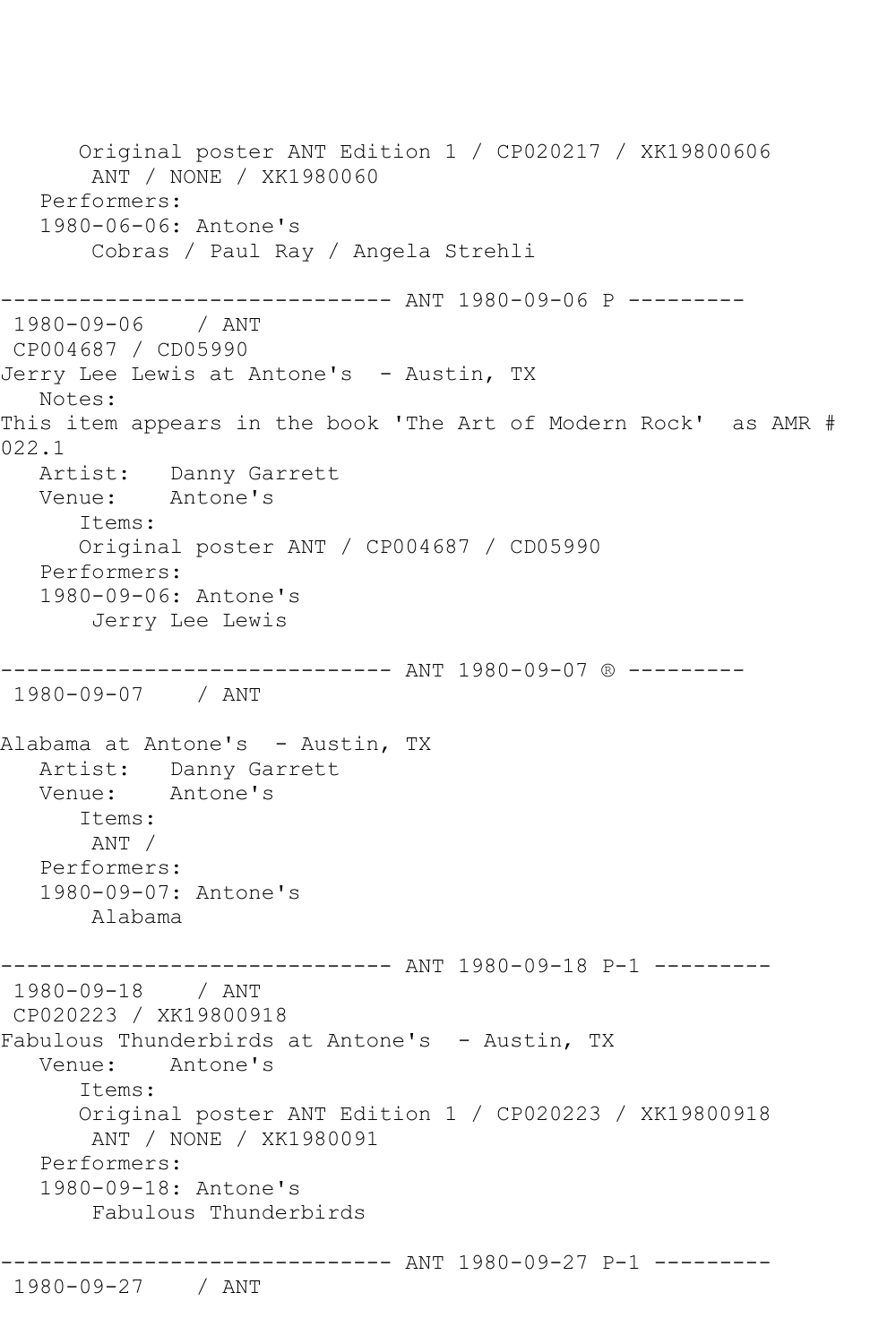Original poster ANT Edition 1 / CP020217 / XK19800606
ANT / NONE / XK1980060

Performers:

1980-06-06: Antone's

Cobras / Paul Ray / Angela Strehli

------------------------------ ANT 1980-09-06 P ---------

1980-09-06 / ANT

CP004687 / CD05990

Jerry Lee Lewis at Antone's - Austin, TX

Notes:

This item appears in the book 'The Art of Modern Rock' as AMR # 022.1

Artist: Danny Garrett

Venue: Antone's

Items:

Original poster ANT / CP004687 / CD05990

Performers:

1980-09-06: Antone's

Jerry Lee Lewis

------------------------------ ANT 1980-09-07 ® ---------

1980-09-07 / ANT

Alabama at Antone's - Austin, TX

Artist: Danny Garrett

Venue: Antone's

Items:

ANT /

Performers:

1980-09-07: Antone's

Alabama

------------------------------ ANT 1980-09-18 P-1 ---------

1980-09-18 / ANT

CP020223 / XK19800918

Fabulous Thunderbirds at Antone's - Austin, TX

Venue: Antone's

Items:

Original poster ANT Edition 1 / CP020223 / XK19800918
ANT / NONE / XK1980091

Performers:

1980-09-18: Antone's

Fabulous Thunderbirds

------------------------------ ANT 1980-09-27 P-1 ---------

1980-09-27 / ANT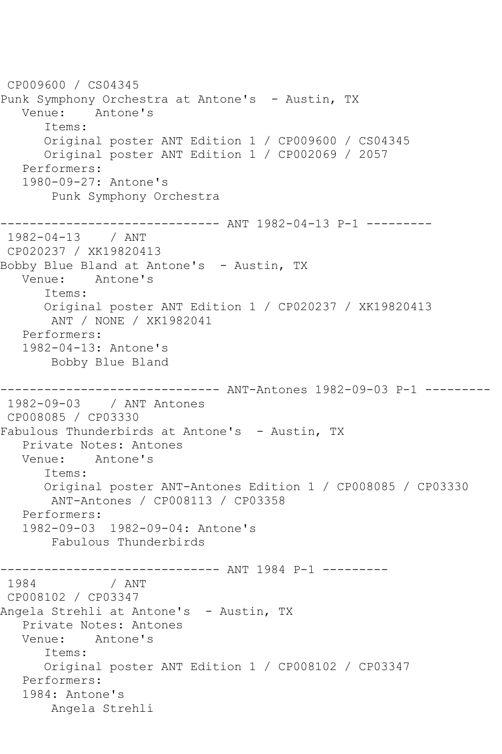CP009600 / CS04345
Punk Symphony Orchestra at Antone's  - Austin, TX
   Venue:    Antone's
      Items:
      Original poster ANT Edition 1 / CP009600 / CS04345
      Original poster ANT Edition 1 / CP002069 / 2057
   Performers:
   1980-09-27: Antone's
       Punk Symphony Orchestra

------------------------------ ANT 1982-04-13 P-1 ---------
1982-04-13    / ANT
CP020237 / XK19820413
Bobby Blue Bland at Antone's  - Austin, TX
   Venue:    Antone's
      Items:
      Original poster ANT Edition 1 / CP020237 / XK19820413
       ANT / NONE / XK1982041
   Performers:
   1982-04-13: Antone's
       Bobby Blue Bland

------------------------------ ANT-Antones 1982-09-03 P-1 ---------
1982-09-03    / ANT Antones
CP008085 / CP03330
Fabulous Thunderbirds at Antone's  - Austin, TX
   Private Notes: Antones
   Venue:    Antone's
      Items:
      Original poster ANT-Antones Edition 1 / CP008085 / CP03330
       ANT-Antones / CP008113 / CP03358
   Performers:
   1982-09-03  1982-09-04: Antone's
       Fabulous Thunderbirds

------------------------------ ANT 1984 P-1 ---------
1984          / ANT
CP008102 / CP03347
Angela Strehli at Antone's  - Austin, TX
   Private Notes: Antones
   Venue:    Antone's
      Items:
      Original poster ANT Edition 1 / CP008102 / CP03347
   Performers:
   1984: Antone's
       Angela Strehli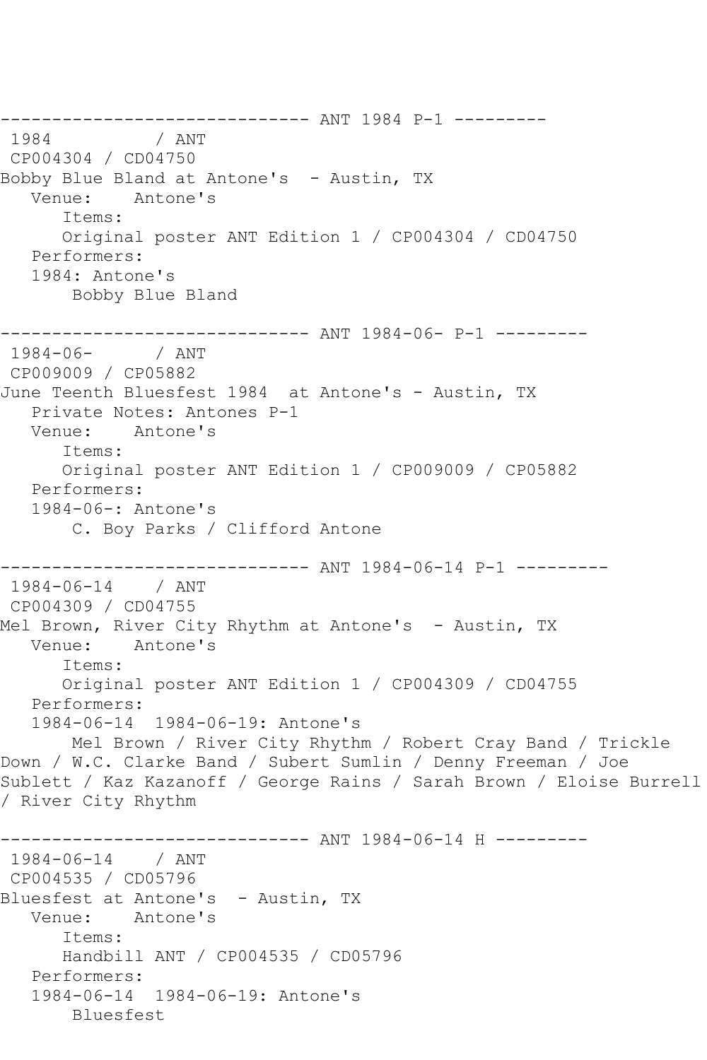------------------------------ ANT 1984 P-1 ---------
1984          / ANT
CP004304 / CD04750
Bobby Blue Bland at Antone's  - Austin, TX
   Venue:    Antone's
      Items:
      Original poster ANT Edition 1 / CP004304 / CD04750
   Performers:
   1984: Antone's
       Bobby Blue Bland

------------------------------ ANT 1984-06- P-1 ---------
1984-06-      / ANT
CP009009 / CP05882
June Teenth Bluesfest 1984  at Antone's - Austin, TX
   Private Notes: Antones P-1
   Venue:    Antone's
      Items:
      Original poster ANT Edition 1 / CP009009 / CP05882
   Performers:
   1984-06-: Antone's
       C. Boy Parks / Clifford Antone

------------------------------ ANT 1984-06-14 P-1 ---------
1984-06-14    / ANT
CP004309 / CD04755
Mel Brown, River City Rhythm at Antone's  - Austin, TX
   Venue:    Antone's
      Items:
      Original poster ANT Edition 1 / CP004309 / CD04755
   Performers:
   1984-06-14  1984-06-19: Antone's
       Mel Brown / River City Rhythm / Robert Cray Band / Trickle Down / W.C. Clarke Band / Subert Sumlin / Denny Freeman / Joe Sublett / Kaz Kazanoff / George Rains / Sarah Brown / Eloise Burrell / River City Rhythm

------------------------------ ANT 1984-06-14 H ---------
1984-06-14    / ANT
CP004535 / CD05796
Bluesfest at Antone's  - Austin, TX
   Venue:    Antone's
      Items:
      Handbill ANT / CP004535 / CD05796
   Performers:
   1984-06-14  1984-06-19: Antone's
       Bluesfest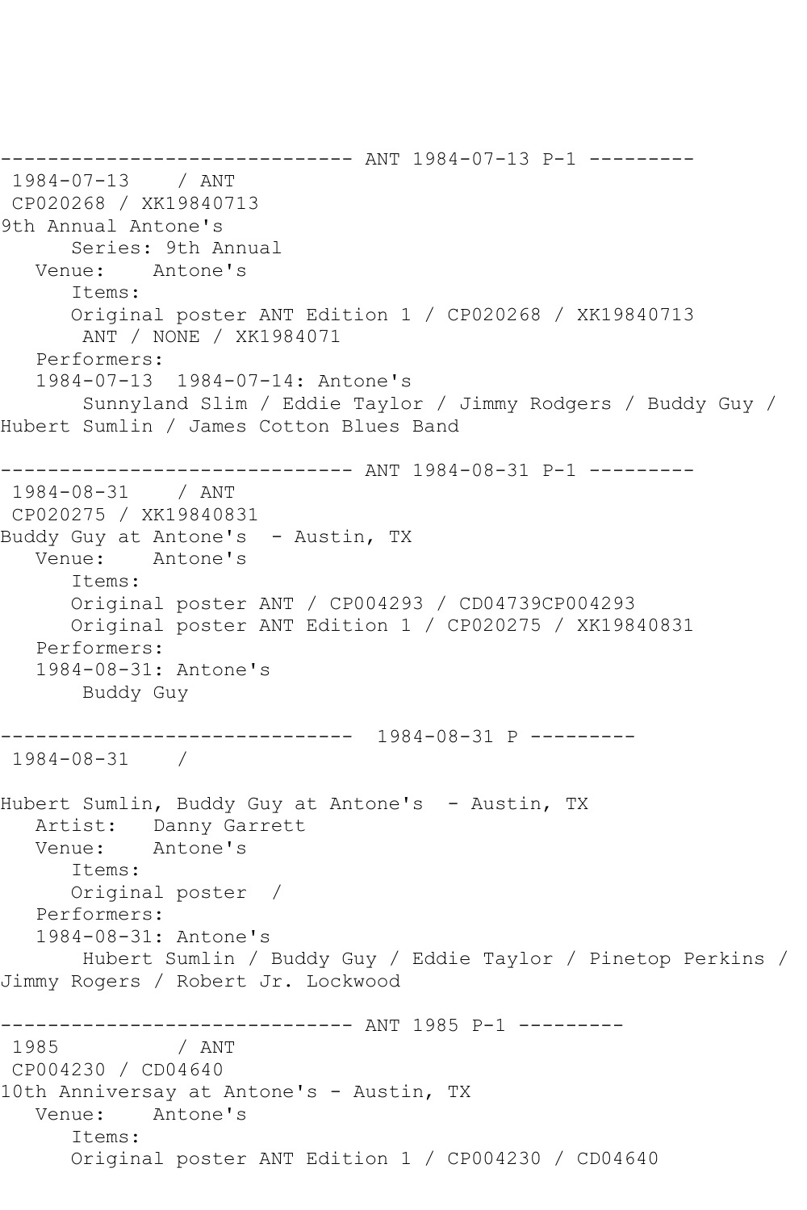------------------------------ ANT 1984-07-13 P-1 ---------

1984-07-13 / ANT

CP020268 / XK19840713

9th Annual Antone's

Series: 9th Annual

Venue: Antone's

Items:

Original poster ANT Edition 1 / CP020268 / XK19840713

ANT / NONE / XK1984071

Performers:

1984-07-13 1984-07-14: Antone's

Sunnyland Slim / Eddie Taylor / Jimmy Rodgers / Buddy Guy / Hubert Sumlin / James Cotton Blues Band

------------------------------ ANT 1984-08-31 P-1 ---------

1984-08-31 / ANT

CP020275 / XK19840831

Buddy Guy at Antone's - Austin, TX

Venue: Antone's

Items:

Original poster ANT / CP004293 / CD04739CP004293

Original poster ANT Edition 1 / CP020275 / XK19840831

Performers:

1984-08-31: Antone's

Buddy Guy

------------------------------ 1984-08-31 P ---------

1984-08-31 /

Hubert Sumlin, Buddy Guy at Antone's - Austin, TX

Artist: Danny Garrett

Venue: Antone's

Items:

Original poster /

Performers:

1984-08-31: Antone's

Hubert Sumlin / Buddy Guy / Eddie Taylor / Pinetop Perkins / Jimmy Rogers / Robert Jr. Lockwood

------------------------------ ANT 1985 P-1 ---------

1985 / ANT

CP004230 / CD04640

10th Anniversay at Antone's - Austin, TX

Venue: Antone's

Items:

Original poster ANT Edition 1 / CP004230 / CD04640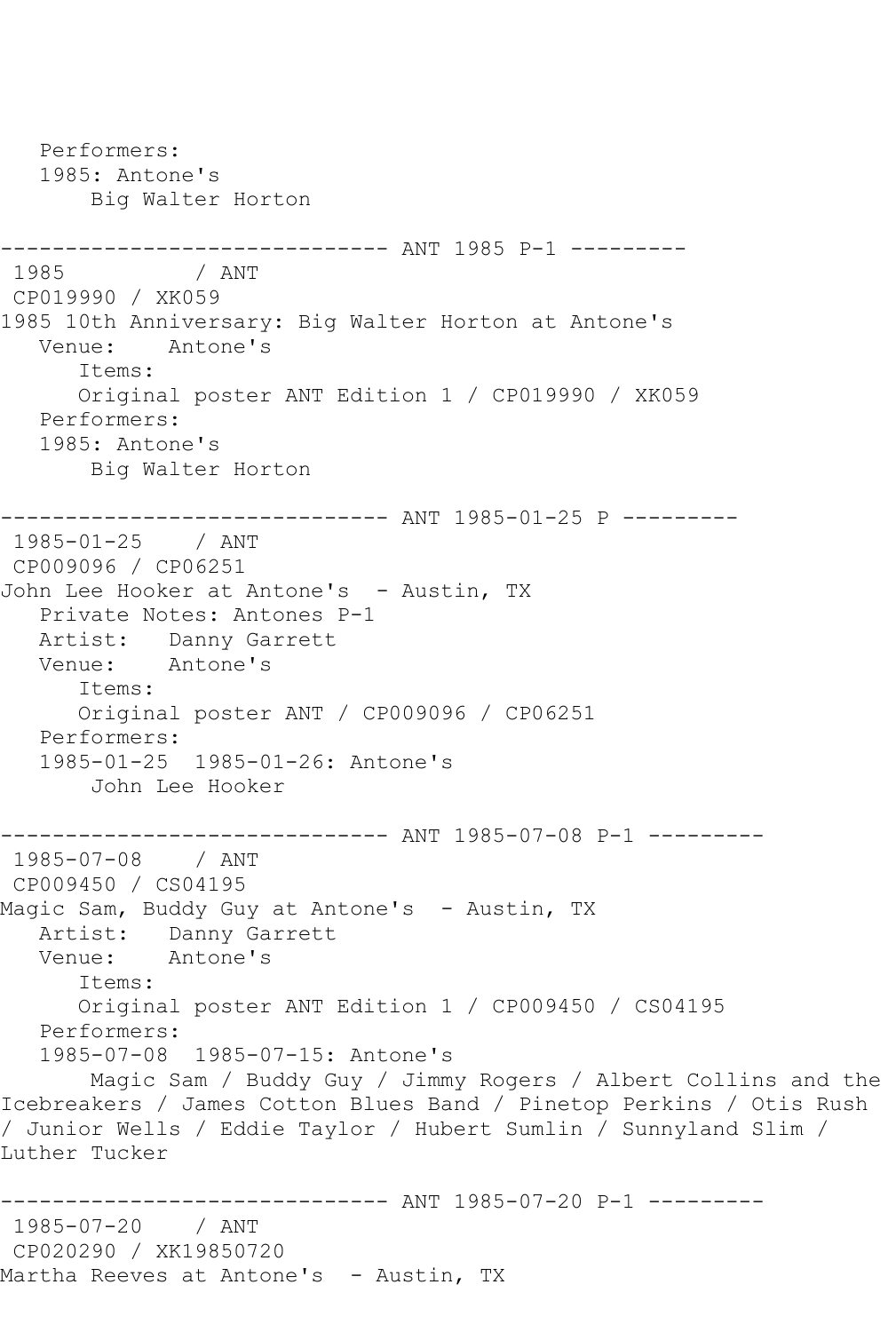```
   Performers:
   1985: Antone's
       Big Walter Horton

------------------------------ ANT 1985 P-1 ---------
 1985          / ANT
 CP019990 / XK059
1985 10th Anniversary: Big Walter Horton at Antone's
   Venue:    Antone's
      Items:
      Original poster ANT Edition 1 / CP019990 / XK059
   Performers:
   1985: Antone's
       Big Walter Horton

------------------------------ ANT 1985-01-25 P ---------
 1985-01-25    / ANT
 CP009096 / CP06251
John Lee Hooker at Antone's  - Austin, TX
   Private Notes: Antones P-1
   Artist:   Danny Garrett
   Venue:    Antone's
      Items:
      Original poster ANT / CP009096 / CP06251
   Performers:
   1985-01-25  1985-01-26: Antone's
       John Lee Hooker

------------------------------ ANT 1985-07-08 P-1 ---------
 1985-07-08    / ANT
 CP009450 / CS04195
Magic Sam, Buddy Guy at Antone's  - Austin, TX
   Artist:   Danny Garrett
   Venue:    Antone's
      Items:
      Original poster ANT Edition 1 / CP009450 / CS04195
   Performers:
   1985-07-08  1985-07-15: Antone's
       Magic Sam / Buddy Guy / Jimmy Rogers / Albert Collins and the
Icebreakers / James Cotton Blues Band / Pinetop Perkins / Otis Rush
/ Junior Wells / Eddie Taylor / Hubert Sumlin / Sunnyland Slim /
Luther Tucker

------------------------------ ANT 1985-07-20 P-1 ---------
 1985-07-20    / ANT
 CP020290 / XK19850720
Martha Reeves at Antone's  - Austin, TX
```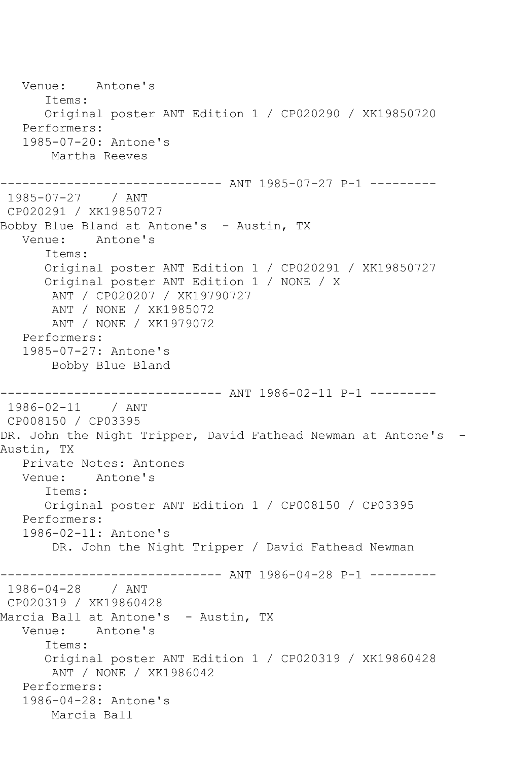```
   Venue:    Antone's
      Items:
      Original poster ANT Edition 1 / CP020290 / XK19850720
   Performers:
   1985-07-20: Antone's
       Martha Reeves

------------------------------ ANT 1985-07-27 P-1 ---------
 1985-07-27    / ANT
 CP020291 / XK19850727
Bobby Blue Bland at Antone's  - Austin, TX
   Venue:    Antone's
      Items:
      Original poster ANT Edition 1 / CP020291 / XK19850727
      Original poster ANT Edition 1 / NONE / X
       ANT / CP020207 / XK19790727
       ANT / NONE / XK1985072
       ANT / NONE / XK1979072
   Performers:
   1985-07-27: Antone's
       Bobby Blue Bland

------------------------------ ANT 1986-02-11 P-1 ---------
 1986-02-11    / ANT
 CP008150 / CP03395
DR. John the Night Tripper, David Fathead Newman at Antone's  -
Austin, TX
   Private Notes: Antones
   Venue:    Antone's
      Items:
      Original poster ANT Edition 1 / CP008150 / CP03395
   Performers:
   1986-02-11: Antone's
       DR. John the Night Tripper / David Fathead Newman

------------------------------ ANT 1986-04-28 P-1 ---------
 1986-04-28    / ANT
 CP020319 / XK19860428
Marcia Ball at Antone's  - Austin, TX
   Venue:    Antone's
      Items:
      Original poster ANT Edition 1 / CP020319 / XK19860428
       ANT / NONE / XK1986042
   Performers:
   1986-04-28: Antone's
       Marcia Ball
```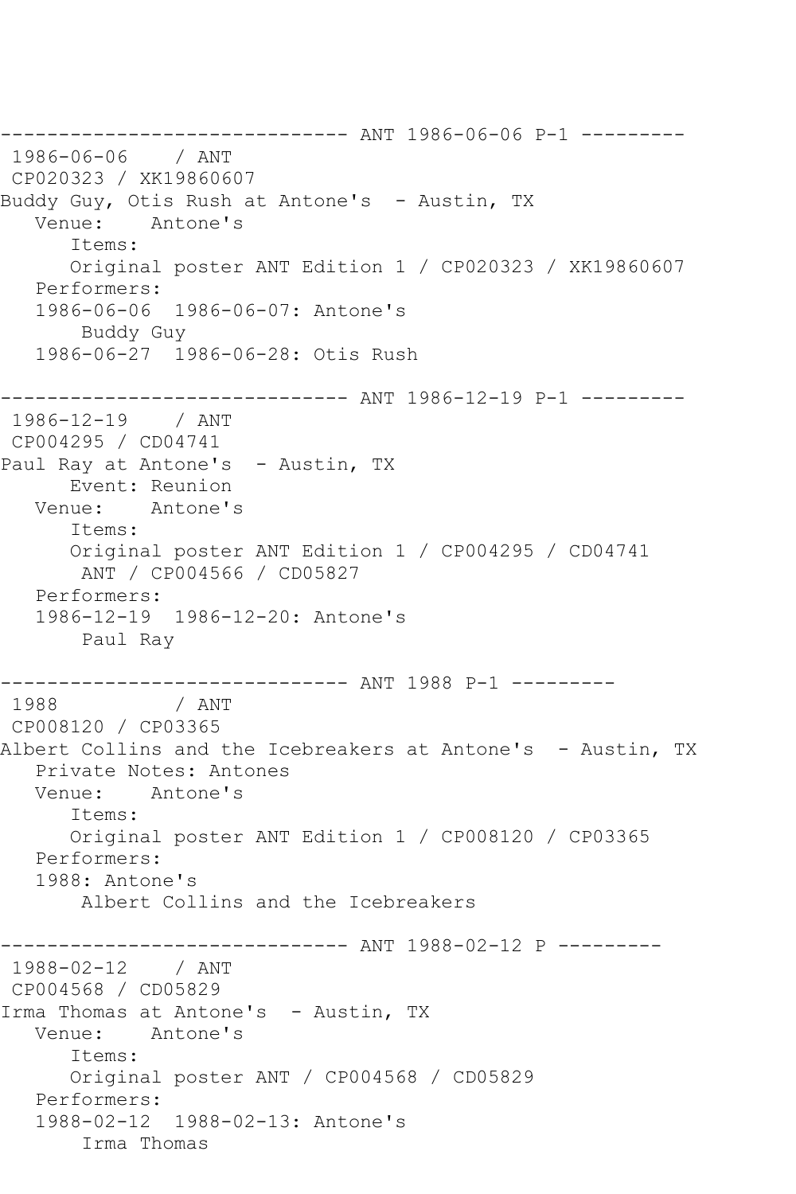```
------------------------------ ANT 1986-06-06 P-1 ---------
 1986-06-06    / ANT
 CP020323 / XK19860607
Buddy Guy, Otis Rush at Antone's  - Austin, TX
   Venue:    Antone's
      Items:
      Original poster ANT Edition 1 / CP020323 / XK19860607
   Performers:
   1986-06-06  1986-06-07: Antone's
       Buddy Guy
   1986-06-27  1986-06-28: Otis Rush

------------------------------ ANT 1986-12-19 P-1 ---------
 1986-12-19    / ANT
 CP004295 / CD04741
Paul Ray at Antone's  - Austin, TX
      Event: Reunion
   Venue:    Antone's
      Items:
      Original poster ANT Edition 1 / CP004295 / CD04741
       ANT / CP004566 / CD05827
   Performers:
   1986-12-19  1986-12-20: Antone's
       Paul Ray

------------------------------ ANT 1988 P-1 ---------
 1988          / ANT
 CP008120 / CP03365
Albert Collins and the Icebreakers at Antone's  - Austin, TX
   Private Notes: Antones
   Venue:    Antone's
      Items:
      Original poster ANT Edition 1 / CP008120 / CP03365
   Performers:
   1988: Antone's
       Albert Collins and the Icebreakers

------------------------------ ANT 1988-02-12 P ---------
 1988-02-12    / ANT
 CP004568 / CD05829
Irma Thomas at Antone's  - Austin, TX
   Venue:    Antone's
      Items:
      Original poster ANT / CP004568 / CD05829
   Performers:
   1988-02-12  1988-02-13: Antone's
       Irma Thomas
```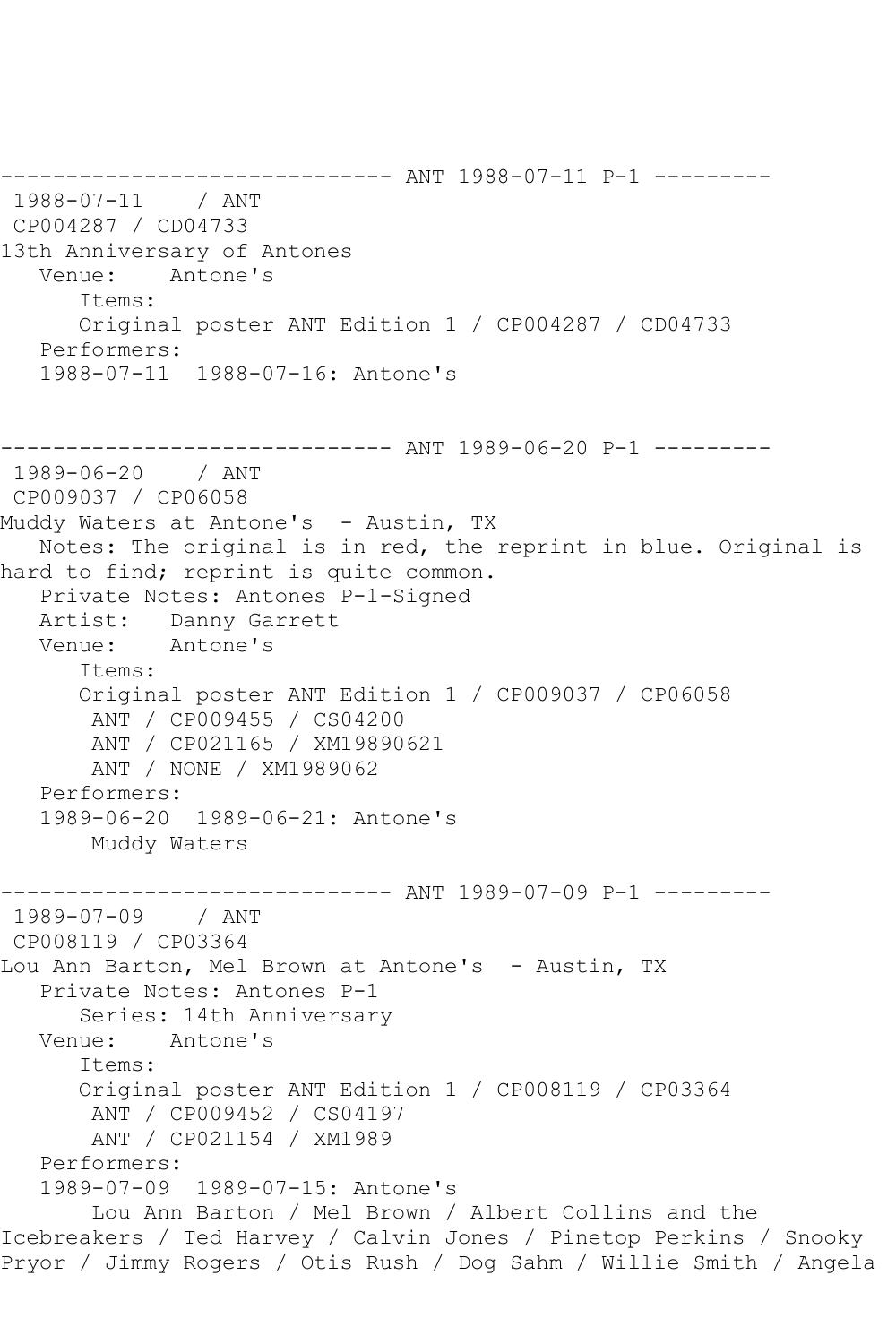------------------------------ ANT 1988-07-11 P-1 ---------

1988-07-11 / ANT
CP004287 / CD04733
13th Anniversary of Antones
Venue: Antone's
Items:
Original poster ANT Edition 1 / CP004287 / CD04733
Performers:
1988-07-11 1988-07-16: Antone's

------------------------------ ANT 1989-06-20 P-1 ---------

1989-06-20 / ANT
CP009037 / CP06058
Muddy Waters at Antone's - Austin, TX
Notes: The original is in red, the reprint in blue. Original is hard to find; reprint is quite common.
Private Notes: Antones P-1-Signed
Artist: Danny Garrett
Venue: Antone's
Items:
Original poster ANT Edition 1 / CP009037 / CP06058
ANT / CP009455 / CS04200
ANT / CP021165 / XM19890621
ANT / NONE / XM1989062
Performers:
1989-06-20 1989-06-21: Antone's
Muddy Waters

------------------------------ ANT 1989-07-09 P-1 ---------

1989-07-09 / ANT
CP008119 / CP03364
Lou Ann Barton, Mel Brown at Antone's - Austin, TX
Private Notes: Antones P-1
Series: 14th Anniversary
Venue: Antone's
Items:
Original poster ANT Edition 1 / CP008119 / CP03364
ANT / CP009452 / CS04197
ANT / CP021154 / XM1989
Performers:
1989-07-09 1989-07-15: Antone's
Lou Ann Barton / Mel Brown / Albert Collins and the Icebreakers / Ted Harvey / Calvin Jones / Pinetop Perkins / Snooky Pryor / Jimmy Rogers / Otis Rush / Dog Sahm / Willie Smith / Angela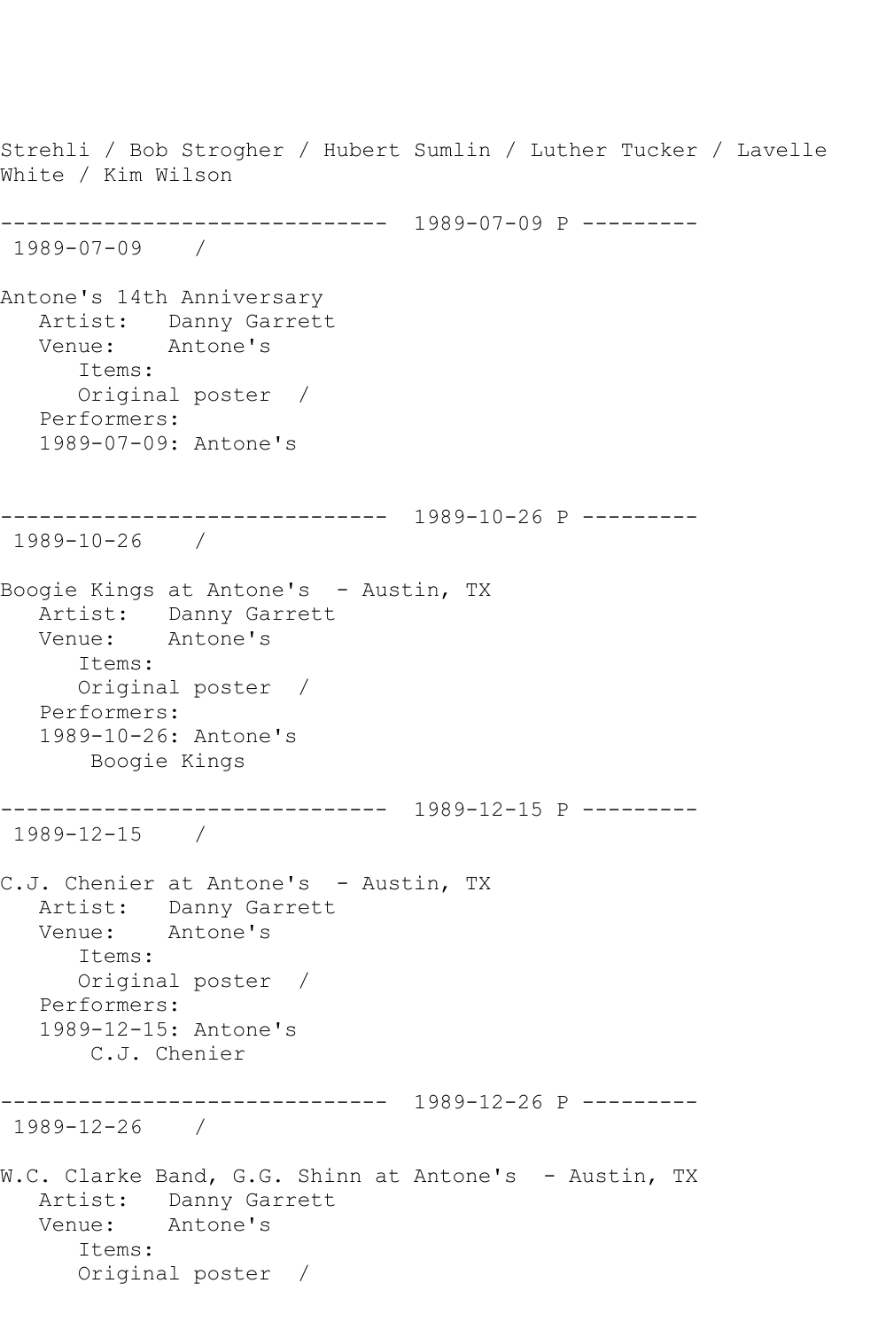Strehli / Bob Strogher / Hubert Sumlin / Luther Tucker / Lavelle White / Kim Wilson

```
------------------------------  1989-07-09 P ---------
 1989-07-09    /

Antone's 14th Anniversary
   Artist:   Danny Garrett
   Venue:    Antone's
      Items:
      Original poster  /
   Performers:
   1989-07-09: Antone's


------------------------------  1989-10-26 P ---------
 1989-10-26    /

Boogie Kings at Antone's  - Austin, TX
   Artist:   Danny Garrett
   Venue:    Antone's
      Items:
      Original poster  /
   Performers:
   1989-10-26: Antone's
       Boogie Kings

------------------------------  1989-12-15 P ---------
 1989-12-15    /

C.J. Chenier at Antone's  - Austin, TX
   Artist:   Danny Garrett
   Venue:    Antone's
      Items:
      Original poster  /
   Performers:
   1989-12-15: Antone's
       C.J. Chenier

------------------------------  1989-12-26 P ---------
 1989-12-26    /

W.C. Clarke Band, G.G. Shinn at Antone's  - Austin, TX
   Artist:   Danny Garrett
   Venue:    Antone's
      Items:
      Original poster  /
```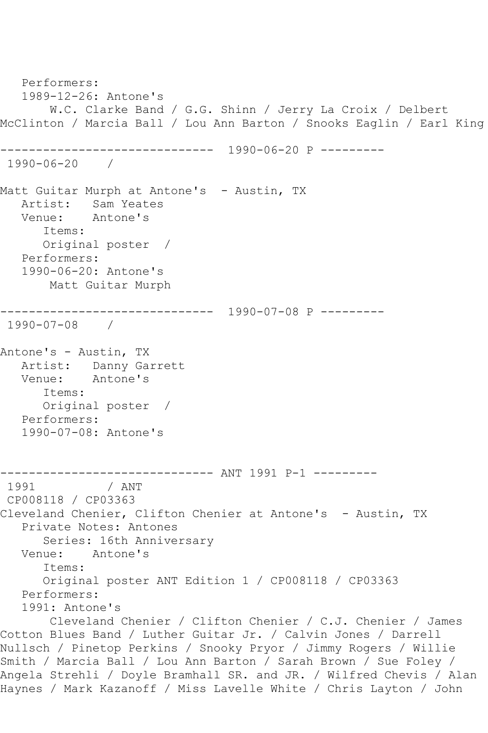Performers:
1989-12-26: Antone's
W.C. Clarke Band / G.G. Shinn / Jerry La Croix / Delbert McClinton / Marcia Ball / Lou Ann Barton / Snooks Eaglin / Earl King

------------------------------ 1990-06-20 P ---------
1990-06-20 /

Matt Guitar Murph at Antone's - Austin, TX
Artist: Sam Yeates
Venue: Antone's
Items:
Original poster /
Performers:
1990-06-20: Antone's
Matt Guitar Murph

------------------------------ 1990-07-08 P ---------
1990-07-08 /

Antone's - Austin, TX
Artist: Danny Garrett
Venue: Antone's
Items:
Original poster /
Performers:
1990-07-08: Antone's

------------------------------ ANT 1991 P-1 ---------
1991 / ANT
CP008118 / CP03363
Cleveland Chenier, Clifton Chenier at Antone's - Austin, TX
Private Notes: Antones
Series: 16th Anniversary
Venue: Antone's
Items:
Original poster ANT Edition 1 / CP008118 / CP03363
Performers:
1991: Antone's
Cleveland Chenier / Clifton Chenier / C.J. Chenier / James Cotton Blues Band / Luther Guitar Jr. / Calvin Jones / Darrell Nullsch / Pinetop Perkins / Snooky Pryor / Jimmy Rogers / Willie Smith / Marcia Ball / Lou Ann Barton / Sarah Brown / Sue Foley / Angela Strehli / Doyle Bramhall SR. and JR. / Wilfred Chevis / Alan Haynes / Mark Kazanoff / Miss Lavelle White / Chris Layton / John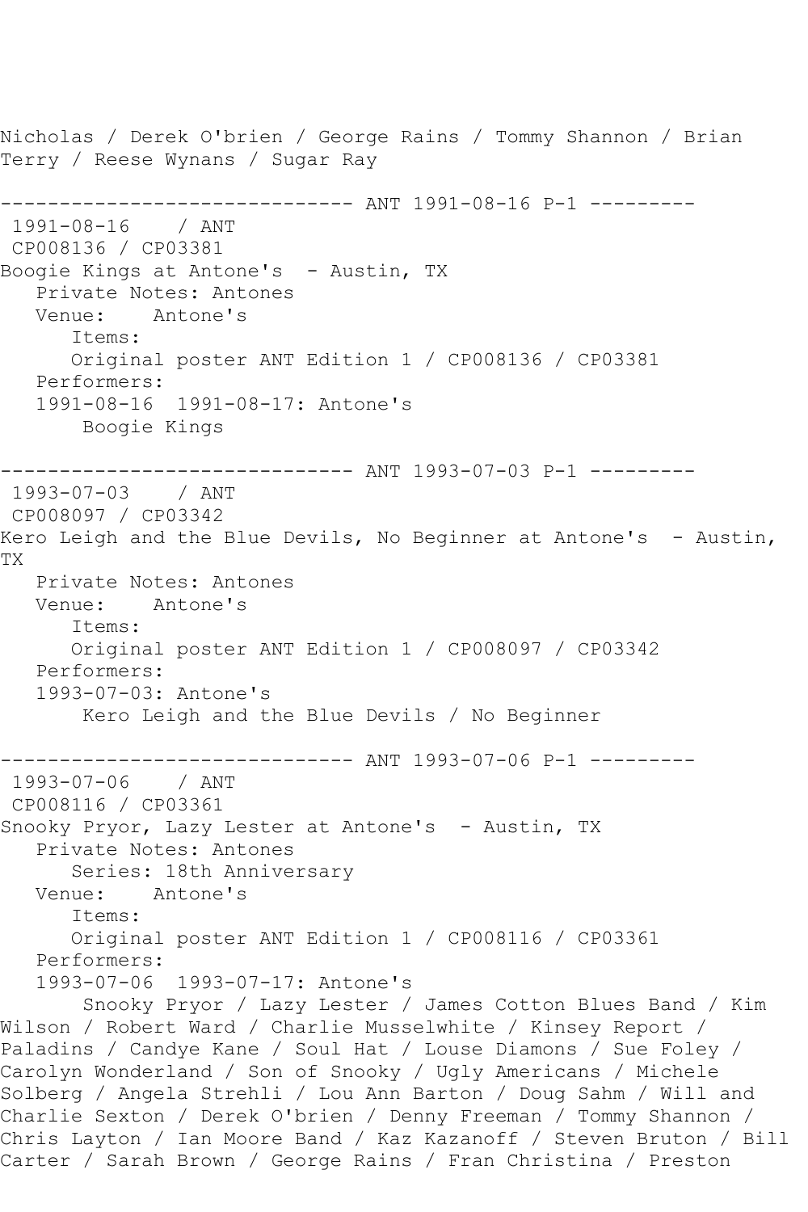Nicholas / Derek O'brien / George Rains / Tommy Shannon / Brian Terry / Reese Wynans / Sugar Ray

------------------------------ ANT 1991-08-16 P-1 ---------

1991-08-16 / ANT

CP008136 / CP03381

Boogie Kings at Antone's - Austin, TX

Private Notes: Antones

Venue: Antone's

Items:

Original poster ANT Edition 1 / CP008136 / CP03381

Performers:

1991-08-16 1991-08-17: Antone's

Boogie Kings

------------------------------ ANT 1993-07-03 P-1 ---------

1993-07-03 / ANT

CP008097 / CP03342

Kero Leigh and the Blue Devils, No Beginner at Antone's - Austin, TX

Private Notes: Antones

Venue: Antone's

Items:

Original poster ANT Edition 1 / CP008097 / CP03342

Performers:

1993-07-03: Antone's

Kero Leigh and the Blue Devils / No Beginner

------------------------------ ANT 1993-07-06 P-1 ---------

1993-07-06 / ANT

CP008116 / CP03361

Snooky Pryor, Lazy Lester at Antone's - Austin, TX

Private Notes: Antones

Series: 18th Anniversary

Venue: Antone's

Items:

Original poster ANT Edition 1 / CP008116 / CP03361

Performers:

1993-07-06 1993-07-17: Antone's

Snooky Pryor / Lazy Lester / James Cotton Blues Band / Kim Wilson / Robert Ward / Charlie Musselwhite / Kinsey Report / Paladins / Candye Kane / Soul Hat / Louse Diamons / Sue Foley / Carolyn Wonderland / Son of Snooky / Ugly Americans / Michele Solberg / Angela Strehli / Lou Ann Barton / Doug Sahm / Will and Charlie Sexton / Derek O'brien / Denny Freeman / Tommy Shannon / Chris Layton / Ian Moore Band / Kaz Kazanoff / Steven Bruton / Bill Carter / Sarah Brown / George Rains / Fran Christina / Preston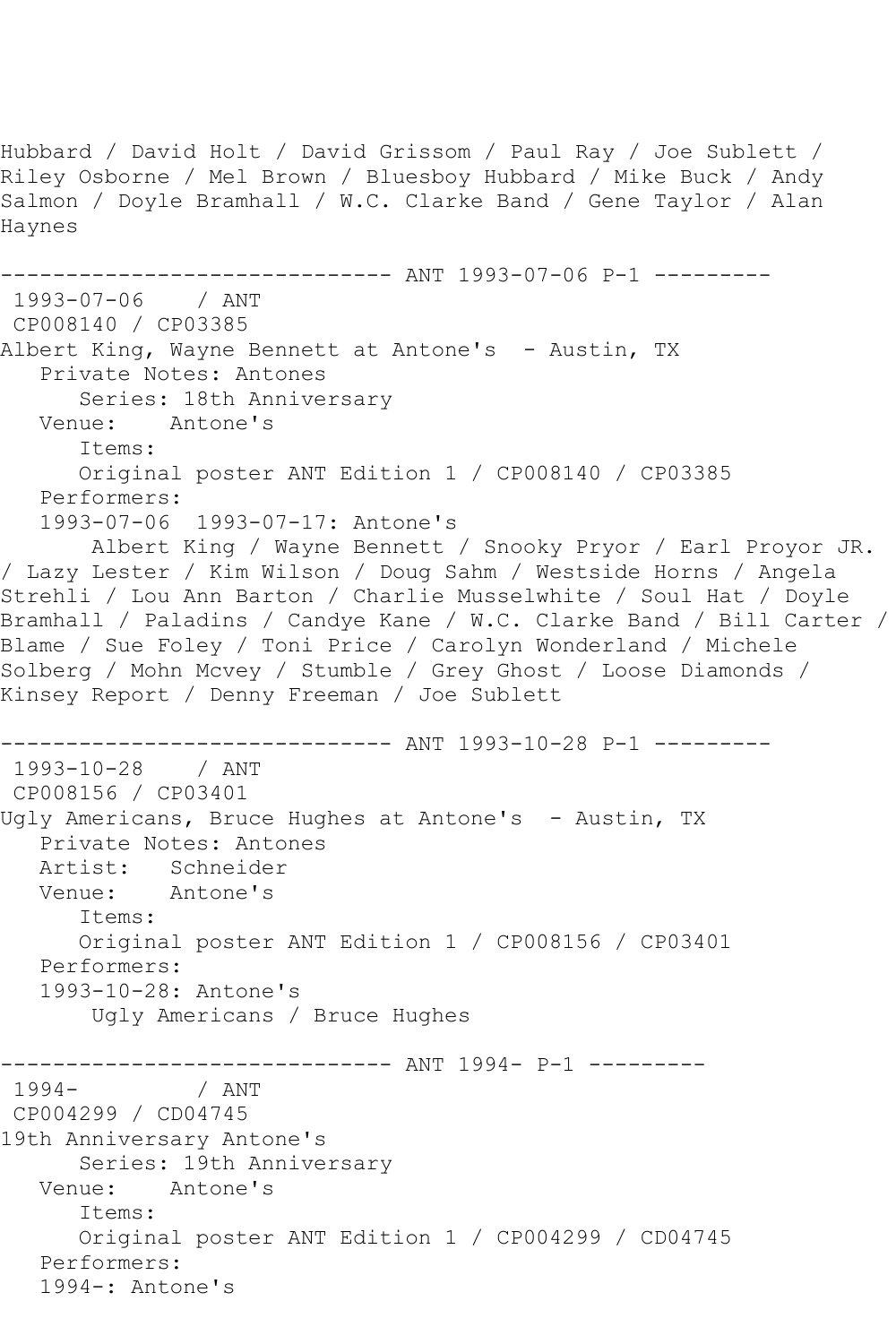Hubbard / David Holt / David Grissom / Paul Ray / Joe Sublett / Riley Osborne / Mel Brown / Bluesboy Hubbard / Mike Buck / Andy Salmon / Doyle Bramhall / W.C. Clarke Band / Gene Taylor / Alan Haynes

------------------------------ ANT 1993-07-06 P-1 ---------

1993-07-06    / ANT
CP008140 / CP03385
Albert King, Wayne Bennett at Antone's  - Austin, TX
   Private Notes: Antones
      Series: 18th Anniversary
   Venue:    Antone's
      Items:
      Original poster ANT Edition 1 / CP008140 / CP03385
   Performers:
   1993-07-06  1993-07-17: Antone's
       Albert King / Wayne Bennett / Snooky Pryor / Earl Proyor JR. / Lazy Lester / Kim Wilson / Doug Sahm / Westside Horns / Angela Strehli / Lou Ann Barton / Charlie Musselwhite / Soul Hat / Doyle Bramhall / Paladins / Candye Kane / W.C. Clarke Band / Bill Carter / Blame / Sue Foley / Toni Price / Carolyn Wonderland / Michele Solberg / Mohn Mcvey / Stumble / Grey Ghost / Loose Diamonds / Kinsey Report / Denny Freeman / Joe Sublett

------------------------------ ANT 1993-10-28 P-1 ---------

1993-10-28    / ANT
CP008156 / CP03401
Ugly Americans, Bruce Hughes at Antone's  - Austin, TX
   Private Notes: Antones
   Artist:   Schneider
   Venue:    Antone's
      Items:
      Original poster ANT Edition 1 / CP008156 / CP03401
   Performers:
   1993-10-28: Antone's
       Ugly Americans / Bruce Hughes

------------------------------ ANT 1994- P-1 ---------

1994-         / ANT
CP004299 / CD04745
19th Anniversary Antone's
      Series: 19th Anniversary
   Venue:    Antone's
      Items:
      Original poster ANT Edition 1 / CP004299 / CD04745
   Performers:
   1994-: Antone's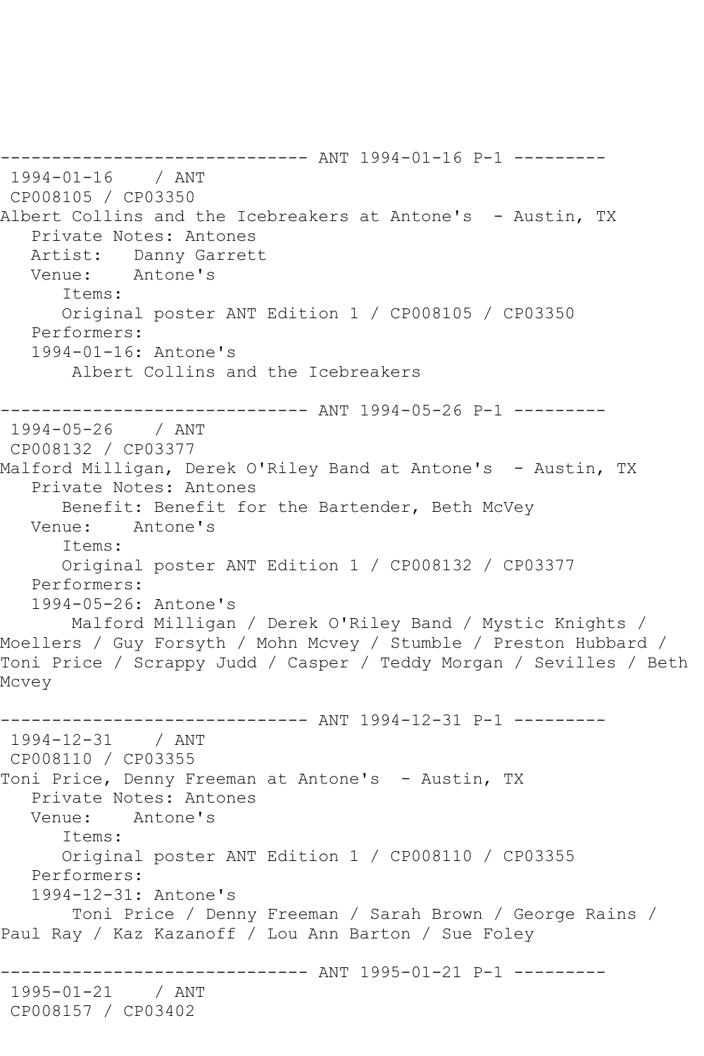------------------------------ ANT 1994-01-16 P-1 ---------

1994-01-16 / ANT

CP008105 / CP03350

Albert Collins and the Icebreakers at Antone's - Austin, TX

Private Notes: Antones

Artist: Danny Garrett

Venue: Antone's

Items:

Original poster ANT Edition 1 / CP008105 / CP03350

Performers:

1994-01-16: Antone's

Albert Collins and the Icebreakers

------------------------------ ANT 1994-05-26 P-1 ---------

1994-05-26 / ANT

CP008132 / CP03377

Malford Milligan, Derek O'Riley Band at Antone's - Austin, TX

Private Notes: Antones

Benefit: Benefit for the Bartender, Beth McVey

Venue: Antone's

Items:

Original poster ANT Edition 1 / CP008132 / CP03377

Performers:

1994-05-26: Antone's

Malford Milligan / Derek O'Riley Band / Mystic Knights / Moellers / Guy Forsyth / Mohn Mcvey / Stumble / Preston Hubbard / Toni Price / Scrappy Judd / Casper / Teddy Morgan / Sevilles / Beth Mcvey

------------------------------ ANT 1994-12-31 P-1 ---------

1994-12-31 / ANT

CP008110 / CP03355

Toni Price, Denny Freeman at Antone's - Austin, TX

Private Notes: Antones

Venue: Antone's

Items:

Original poster ANT Edition 1 / CP008110 / CP03355

Performers:

1994-12-31: Antone's

Toni Price / Denny Freeman / Sarah Brown / George Rains / Paul Ray / Kaz Kazanoff / Lou Ann Barton / Sue Foley

------------------------------ ANT 1995-01-21 P-1 ---------

1995-01-21 / ANT

CP008157 / CP03402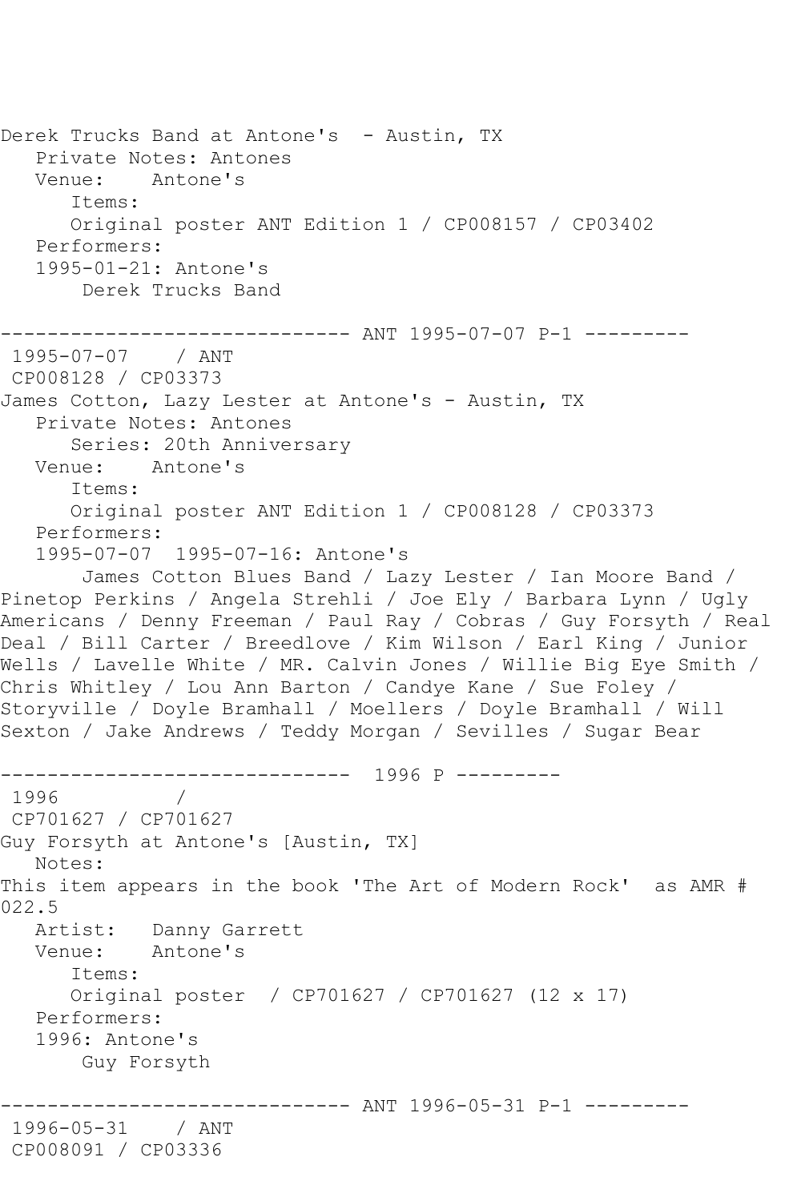Derek Trucks Band at Antone's - Austin, TX
   Private Notes: Antones
   Venue:    Antone's
      Items:
      Original poster ANT Edition 1 / CP008157 / CP03402
   Performers:
   1995-01-21: Antone's
       Derek Trucks Band

------------------------------ ANT 1995-07-07 P-1 ---------
 1995-07-07    / ANT
 CP008128 / CP03373
James Cotton, Lazy Lester at Antone's - Austin, TX
   Private Notes: Antones
      Series: 20th Anniversary
   Venue:    Antone's
      Items:
      Original poster ANT Edition 1 / CP008128 / CP03373
   Performers:
   1995-07-07  1995-07-16: Antone's
       James Cotton Blues Band / Lazy Lester / Ian Moore Band / Pinetop Perkins / Angela Strehli / Joe Ely / Barbara Lynn / Ugly Americans / Denny Freeman / Paul Ray / Cobras / Guy Forsyth / Real Deal / Bill Carter / Breedlove / Kim Wilson / Earl King / Junior Wells / Lavelle White / MR. Calvin Jones / Willie Big Eye Smith / Chris Whitley / Lou Ann Barton / Candye Kane / Sue Foley / Storyville / Doyle Bramhall / Moellers / Doyle Bramhall / Will Sexton / Jake Andrews / Teddy Morgan / Sevilles / Sugar Bear

------------------------------  1996 P ---------
 1996          /
 CP701627 / CP701627
Guy Forsyth at Antone's [Austin, TX]
   Notes:
This item appears in the book 'The Art of Modern Rock'  as AMR # 022.5
   Artist:   Danny Garrett
   Venue:    Antone's
      Items:
      Original poster  / CP701627 / CP701627 (12 x 17)
   Performers:
   1996: Antone's
       Guy Forsyth

------------------------------ ANT 1996-05-31 P-1 ---------
 1996-05-31    / ANT
 CP008091 / CP03336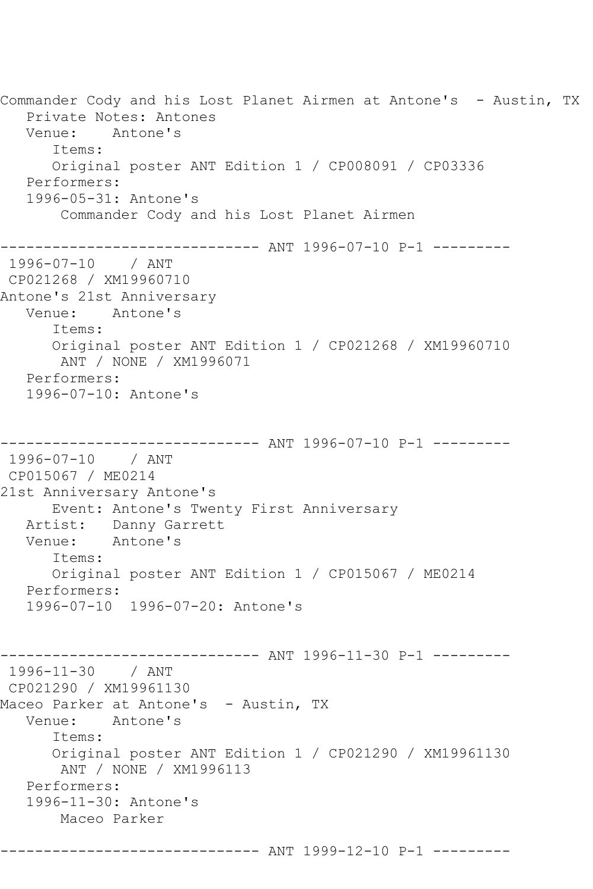Commander Cody and his Lost Planet Airmen at Antone's  - Austin, TX
   Private Notes: Antones
   Venue:    Antone's
      Items:
      Original poster ANT Edition 1 / CP008091 / CP03336
   Performers:
   1996-05-31: Antone's
       Commander Cody and his Lost Planet Airmen

------------------------------ ANT 1996-07-10 P-1 ---------
 1996-07-10    / ANT
 CP021268 / XM19960710
Antone's 21st Anniversary
   Venue:    Antone's
      Items:
      Original poster ANT Edition 1 / CP021268 / XM19960710
       ANT / NONE / XM1996071
   Performers:
   1996-07-10: Antone's

------------------------------ ANT 1996-07-10 P-1 ---------
 1996-07-10    / ANT
 CP015067 / ME0214
21st Anniversary Antone's
      Event: Antone's Twenty First Anniversary
   Artist:   Danny Garrett
   Venue:    Antone's
      Items:
      Original poster ANT Edition 1 / CP015067 / ME0214
   Performers:
   1996-07-10  1996-07-20: Antone's

------------------------------ ANT 1996-11-30 P-1 ---------
 1996-11-30    / ANT
 CP021290 / XM19961130
Maceo Parker at Antone's  - Austin, TX
   Venue:    Antone's
      Items:
      Original poster ANT Edition 1 / CP021290 / XM19961130
       ANT / NONE / XM1996113
   Performers:
   1996-11-30: Antone's
       Maceo Parker

------------------------------ ANT 1999-12-10 P-1 ---------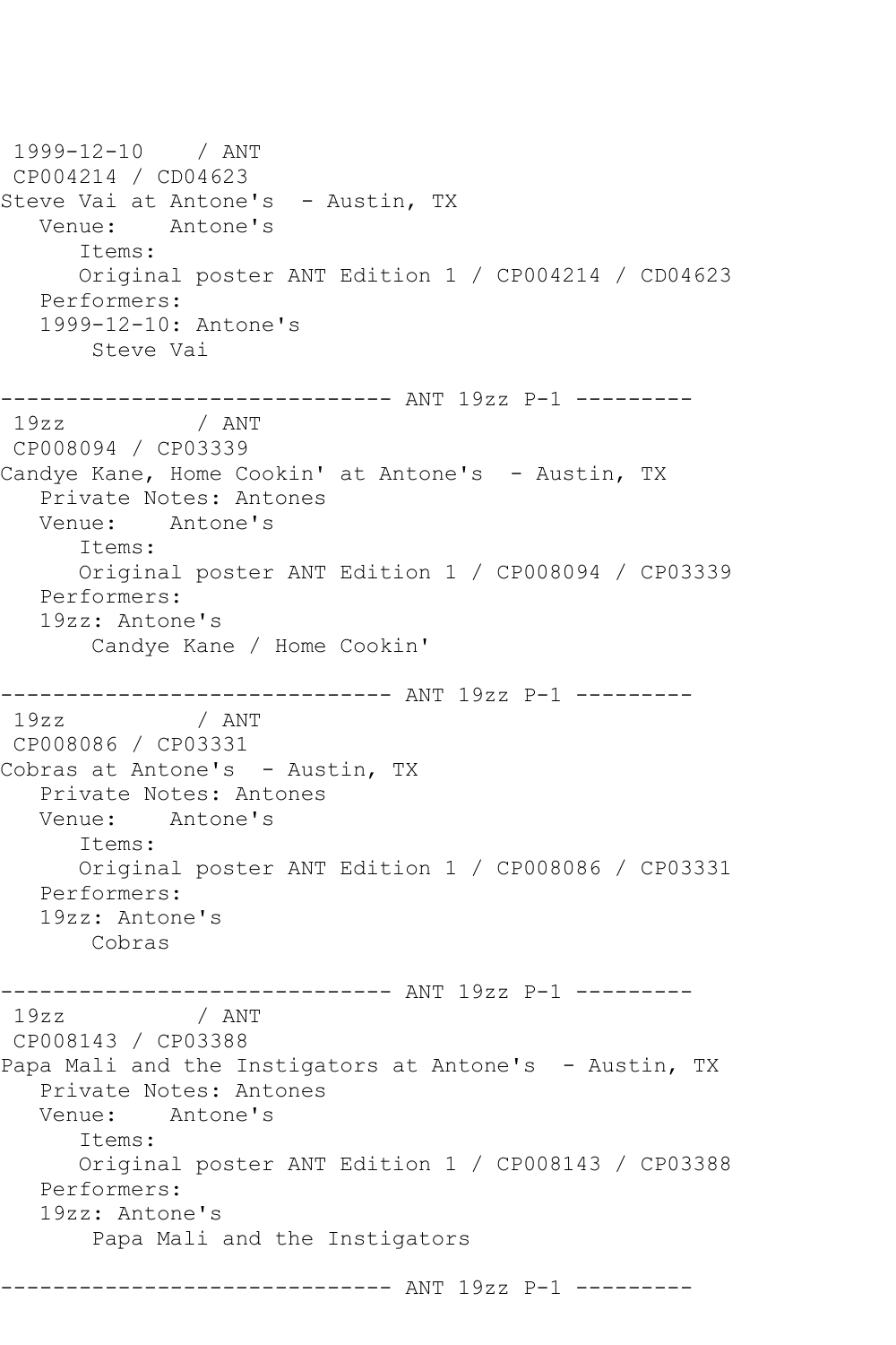```
1999-12-10    / ANT
 CP004214 / CD04623
Steve Vai at Antone's  - Austin, TX
   Venue:    Antone's
      Items:
      Original poster ANT Edition 1 / CP004214 / CD04623
   Performers:
   1999-12-10: Antone's
       Steve Vai

------------------------------ ANT 19zz P-1 ---------
 19zz          / ANT
 CP008094 / CP03339
Candye Kane, Home Cookin' at Antone's  - Austin, TX
   Private Notes: Antones
   Venue:    Antone's
      Items:
      Original poster ANT Edition 1 / CP008094 / CP03339
   Performers:
   19zz: Antone's
       Candye Kane / Home Cookin'

------------------------------ ANT 19zz P-1 ---------
 19zz          / ANT
 CP008086 / CP03331
Cobras at Antone's  - Austin, TX
   Private Notes: Antones
   Venue:    Antone's
      Items:
      Original poster ANT Edition 1 / CP008086 / CP03331
   Performers:
   19zz: Antone's
       Cobras

------------------------------ ANT 19zz P-1 ---------
 19zz          / ANT
 CP008143 / CP03388
Papa Mali and the Instigators at Antone's  - Austin, TX
   Private Notes: Antones
   Venue:    Antone's
      Items:
      Original poster ANT Edition 1 / CP008143 / CP03388
   Performers:
   19zz: Antone's
       Papa Mali and the Instigators

------------------------------ ANT 19zz P-1 ---------
```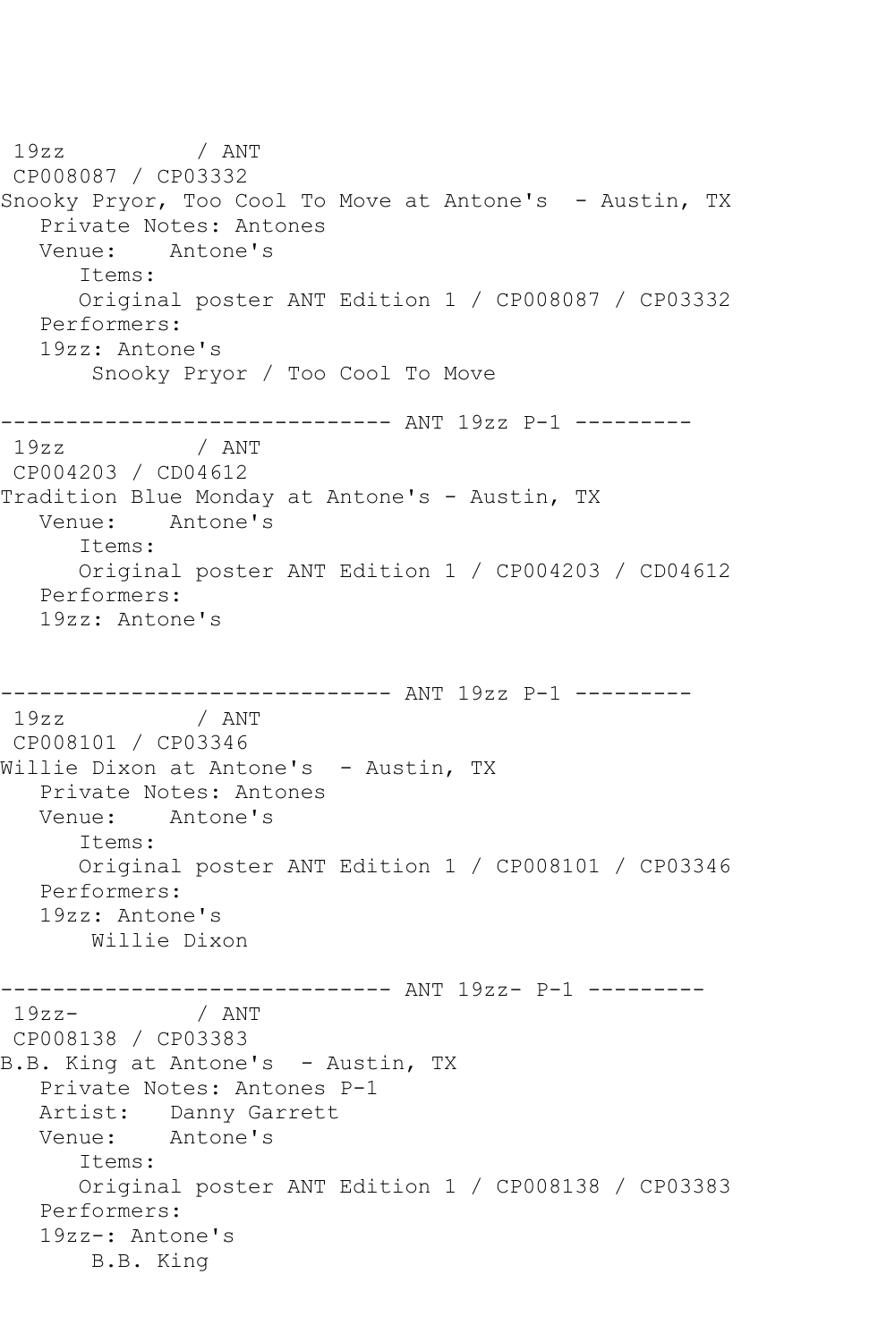19zz / ANT
CP008087 / CP03332
Snooky Pryor, Too Cool To Move at Antone's - Austin, TX
Private Notes: Antones
Venue: Antone's
Items:
Original poster ANT Edition 1 / CP008087 / CP03332
Performers:
19zz: Antone's
Snooky Pryor / Too Cool To Move

------------------------------ ANT 19zz P-1 ---------

19zz / ANT
CP004203 / CD04612
Tradition Blue Monday at Antone's - Austin, TX
Venue: Antone's
Items:
Original poster ANT Edition 1 / CP004203 / CD04612
Performers:
19zz: Antone's

------------------------------ ANT 19zz P-1 ---------

19zz / ANT
CP008101 / CP03346
Willie Dixon at Antone's - Austin, TX
Private Notes: Antones
Venue: Antone's
Items:
Original poster ANT Edition 1 / CP008101 / CP03346
Performers:
19zz: Antone's
Willie Dixon

------------------------------ ANT 19zz- P-1 ---------

19zz- / ANT
CP008138 / CP03383
B.B. King at Antone's - Austin, TX
Private Notes: Antones P-1
Artist: Danny Garrett
Venue: Antone's
Items:
Original poster ANT Edition 1 / CP008138 / CP03383
Performers:
19zz-: Antone's
B.B. King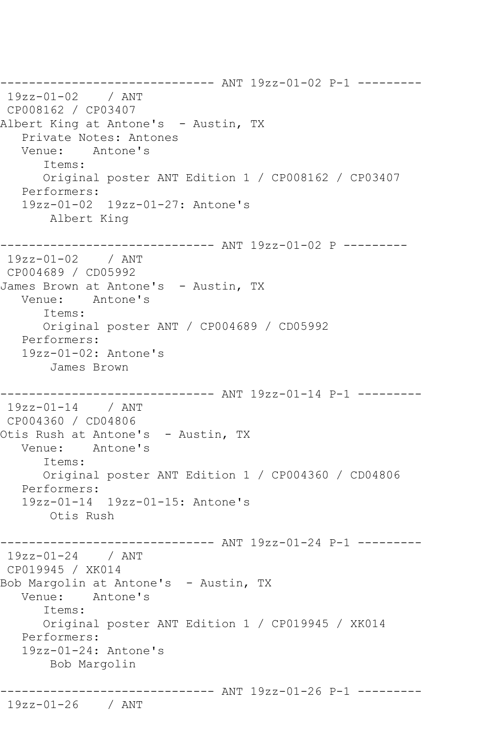------------------------------ ANT 19zz-01-02 P-1 ---------
 19zz-01-02    / ANT
 CP008162 / CP03407
Albert King at Antone's  - Austin, TX
   Private Notes: Antones
   Venue:    Antone's
      Items:
      Original poster ANT Edition 1 / CP008162 / CP03407
   Performers:
   19zz-01-02  19zz-01-27: Antone's
       Albert King

------------------------------ ANT 19zz-01-02 P ---------
 19zz-01-02    / ANT
 CP004689 / CD05992
James Brown at Antone's  - Austin, TX
   Venue:    Antone's
      Items:
      Original poster ANT / CP004689 / CD05992
   Performers:
   19zz-01-02: Antone's
       James Brown

------------------------------ ANT 19zz-01-14 P-1 ---------
 19zz-01-14    / ANT
 CP004360 / CD04806
Otis Rush at Antone's  - Austin, TX
   Venue:    Antone's
      Items:
      Original poster ANT Edition 1 / CP004360 / CD04806
   Performers:
   19zz-01-14  19zz-01-15: Antone's
       Otis Rush

------------------------------ ANT 19zz-01-24 P-1 ---------
 19zz-01-24    / ANT
 CP019945 / XK014
Bob Margolin at Antone's  - Austin, TX
   Venue:    Antone's
      Items:
      Original poster ANT Edition 1 / CP019945 / XK014
   Performers:
   19zz-01-24: Antone's
       Bob Margolin

------------------------------ ANT 19zz-01-26 P-1 ---------
 19zz-01-26    / ANT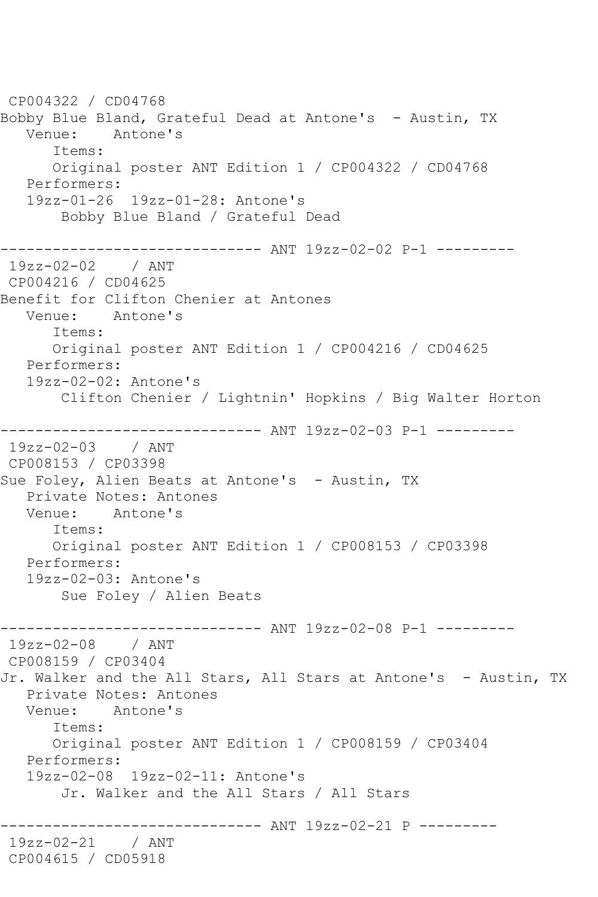```
CP004322 / CD04768
Bobby Blue Bland, Grateful Dead at Antone's  - Austin, TX
   Venue:    Antone's
      Items:
      Original poster ANT Edition 1 / CP004322 / CD04768
   Performers:
   19zz-01-26  19zz-01-28: Antone's
       Bobby Blue Bland / Grateful Dead

------------------------------ ANT 19zz-02-02 P-1 ---------
 19zz-02-02    / ANT
 CP004216 / CD04625
Benefit for Clifton Chenier at Antones
   Venue:    Antone's
      Items:
      Original poster ANT Edition 1 / CP004216 / CD04625
   Performers:
   19zz-02-02: Antone's
       Clifton Chenier / Lightnin' Hopkins / Big Walter Horton

------------------------------ ANT 19zz-02-03 P-1 ---------
 19zz-02-03    / ANT
 CP008153 / CP03398
Sue Foley, Alien Beats at Antone's  - Austin, TX
   Private Notes: Antones
   Venue:    Antone's
      Items:
      Original poster ANT Edition 1 / CP008153 / CP03398
   Performers:
   19zz-02-03: Antone's
       Sue Foley / Alien Beats

------------------------------ ANT 19zz-02-08 P-1 ---------
 19zz-02-08    / ANT
 CP008159 / CP03404
Jr. Walker and the All Stars, All Stars at Antone's  - Austin, TX
   Private Notes: Antones
   Venue:    Antone's
      Items:
      Original poster ANT Edition 1 / CP008159 / CP03404
   Performers:
   19zz-02-08  19zz-02-11: Antone's
       Jr. Walker and the All Stars / All Stars

------------------------------ ANT 19zz-02-21 P ---------
 19zz-02-21    / ANT
 CP004615 / CD05918
```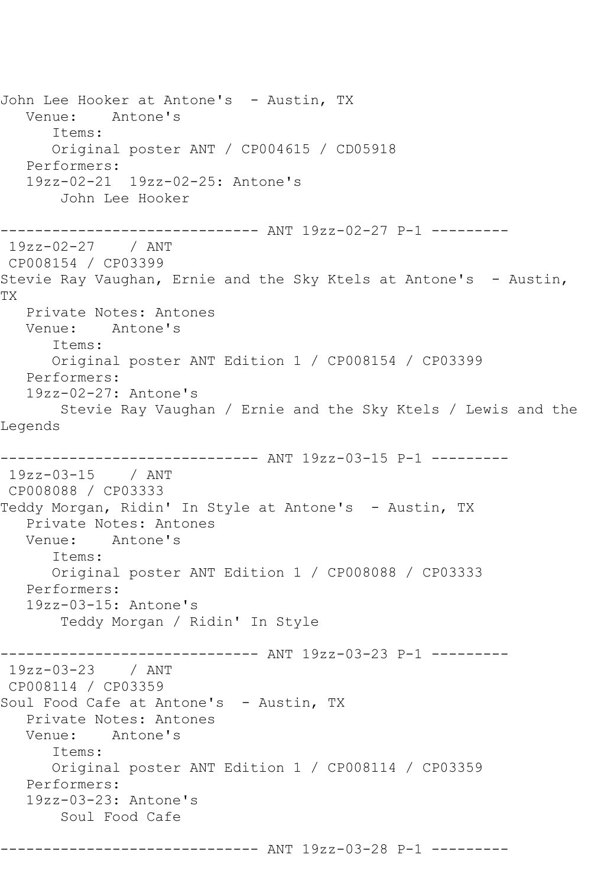```
John Lee Hooker at Antone's  - Austin, TX
   Venue:    Antone's
      Items:
      Original poster ANT / CP004615 / CD05918
   Performers:
   19zz-02-21  19zz-02-25: Antone's
       John Lee Hooker

------------------------------ ANT 19zz-02-27 P-1 ---------
 19zz-02-27    / ANT
 CP008154 / CP03399
Stevie Ray Vaughan, Ernie and the Sky Ktels at Antone's  - Austin,
TX
   Private Notes: Antones
   Venue:    Antone's
      Items:
      Original poster ANT Edition 1 / CP008154 / CP03399
   Performers:
   19zz-02-27: Antone's
       Stevie Ray Vaughan / Ernie and the Sky Ktels / Lewis and the
Legends

------------------------------ ANT 19zz-03-15 P-1 ---------
 19zz-03-15    / ANT
 CP008088 / CP03333
Teddy Morgan, Ridin' In Style at Antone's  - Austin, TX
   Private Notes: Antones
   Venue:    Antone's
      Items:
      Original poster ANT Edition 1 / CP008088 / CP03333
   Performers:
   19zz-03-15: Antone's
       Teddy Morgan / Ridin' In Style

------------------------------ ANT 19zz-03-23 P-1 ---------
 19zz-03-23    / ANT
 CP008114 / CP03359
Soul Food Cafe at Antone's  - Austin, TX
   Private Notes: Antones
   Venue:    Antone's
      Items:
      Original poster ANT Edition 1 / CP008114 / CP03359
   Performers:
   19zz-03-23: Antone's
       Soul Food Cafe

------------------------------ ANT 19zz-03-28 P-1 ---------
```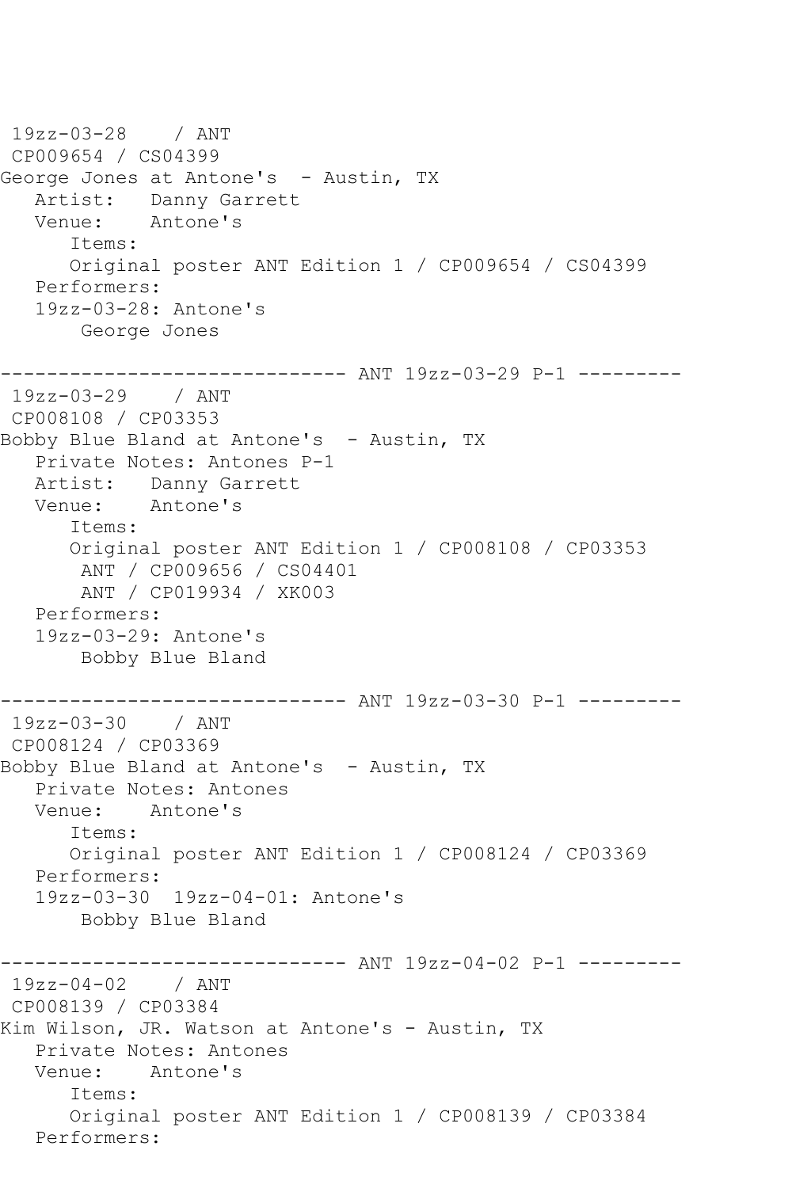```
 19zz-03-28    / ANT
 CP009654 / CS04399
George Jones at Antone's  - Austin, TX
   Artist:   Danny Garrett
   Venue:    Antone's
      Items:
      Original poster ANT Edition 1 / CP009654 / CS04399
   Performers:
   19zz-03-28: Antone's
       George Jones

------------------------------ ANT 19zz-03-29 P-1 ---------
 19zz-03-29    / ANT
 CP008108 / CP03353
Bobby Blue Bland at Antone's  - Austin, TX
   Private Notes: Antones P-1
   Artist:   Danny Garrett
   Venue:    Antone's
      Items:
      Original poster ANT Edition 1 / CP008108 / CP03353
       ANT / CP009656 / CS04401
       ANT / CP019934 / XK003
   Performers:
   19zz-03-29: Antone's
       Bobby Blue Bland

------------------------------ ANT 19zz-03-30 P-1 ---------
 19zz-03-30    / ANT
 CP008124 / CP03369
Bobby Blue Bland at Antone's  - Austin, TX
   Private Notes: Antones
   Venue:    Antone's
      Items:
      Original poster ANT Edition 1 / CP008124 / CP03369
   Performers:
   19zz-03-30  19zz-04-01: Antone's
       Bobby Blue Bland

------------------------------ ANT 19zz-04-02 P-1 ---------
 19zz-04-02    / ANT
 CP008139 / CP03384
Kim Wilson, JR. Watson at Antone's - Austin, TX
   Private Notes: Antones
   Venue:    Antone's
      Items:
      Original poster ANT Edition 1 / CP008139 / CP03384
   Performers:
```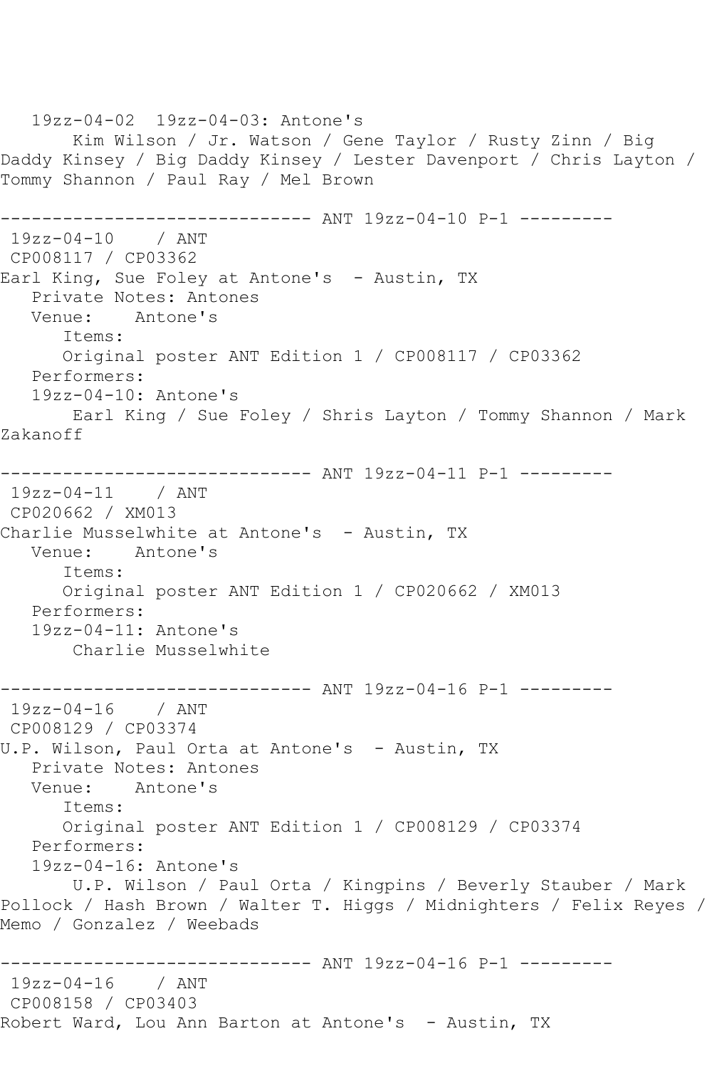19zz-04-02  19zz-04-03: Antone's
Kim Wilson / Jr. Watson / Gene Taylor / Rusty Zinn / Big Daddy Kinsey / Big Daddy Kinsey / Lester Davenport / Chris Layton / Tommy Shannon / Paul Ray / Mel Brown

------------------------------- ANT 19zz-04-10 P-1 ---------

19zz-04-10    / ANT
CP008117 / CP03362
Earl King, Sue Foley at Antone's  - Austin, TX
Private Notes: Antones
Venue:    Antone's
Items:
Original poster ANT Edition 1 / CP008117 / CP03362
Performers:
19zz-04-10: Antone's
Earl King / Sue Foley / Shris Layton / Tommy Shannon / Mark Zakanoff

------------------------------- ANT 19zz-04-11 P-1 ---------

19zz-04-11    / ANT
CP020662 / XM013
Charlie Musselwhite at Antone's  - Austin, TX
Venue:    Antone's
Items:
Original poster ANT Edition 1 / CP020662 / XM013
Performers:
19zz-04-11: Antone's
Charlie Musselwhite

------------------------------- ANT 19zz-04-16 P-1 ---------

19zz-04-16    / ANT
CP008129 / CP03374
U.P. Wilson, Paul Orta at Antone's  - Austin, TX
Private Notes: Antones
Venue:    Antone's
Items:
Original poster ANT Edition 1 / CP008129 / CP03374
Performers:
19zz-04-16: Antone's
U.P. Wilson / Paul Orta / Kingpins / Beverly Stauber / Mark Pollock / Hash Brown / Walter T. Higgs / Midnighters / Felix Reyes / Memo / Gonzalez / Weebads

------------------------------- ANT 19zz-04-16 P-1 ---------

19zz-04-16    / ANT
CP008158 / CP03403
Robert Ward, Lou Ann Barton at Antone's  - Austin, TX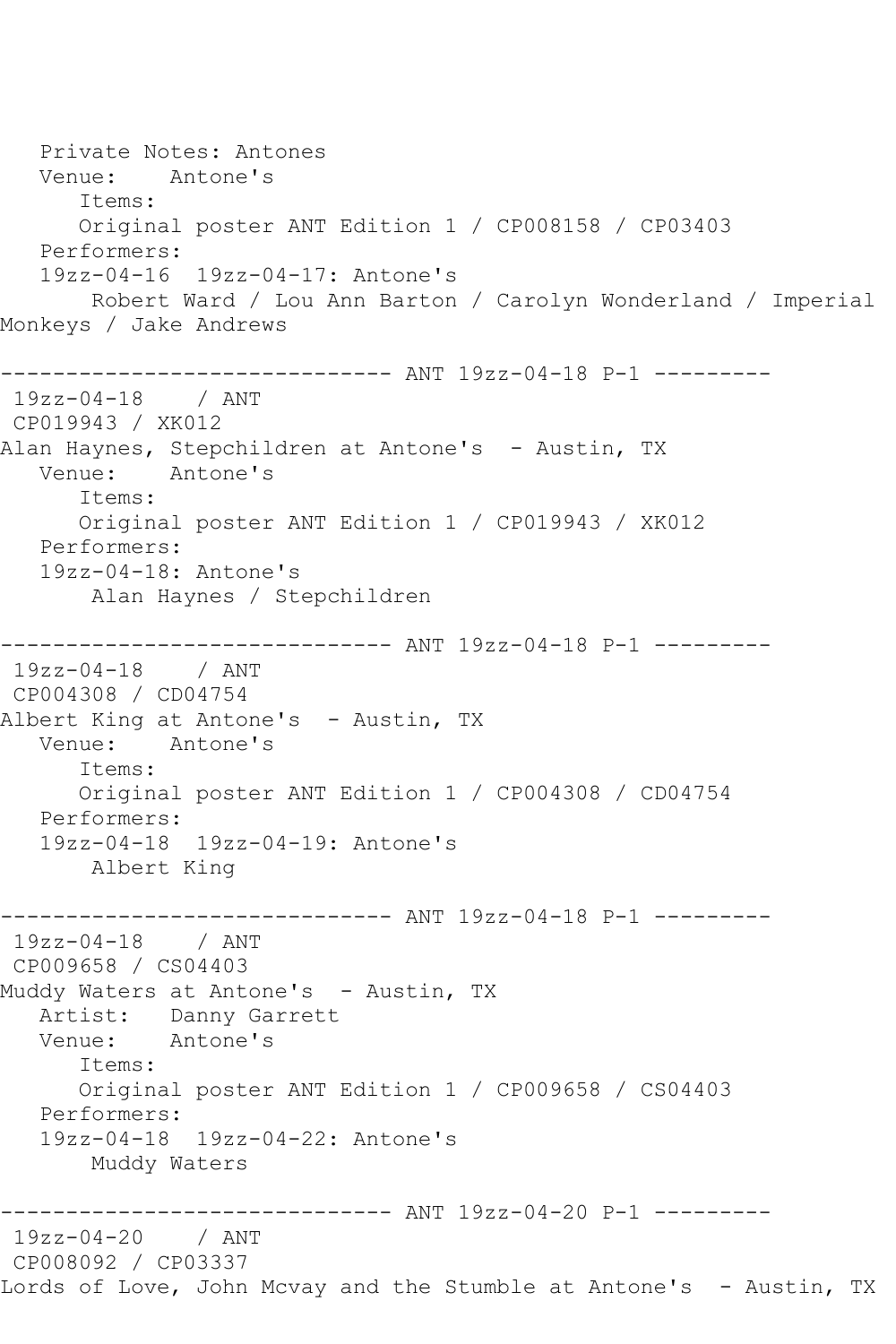```
   Private Notes: Antones
   Venue:    Antone's
      Items:
      Original poster ANT Edition 1 / CP008158 / CP03403
   Performers:
   19zz-04-16  19zz-04-17: Antone's
       Robert Ward / Lou Ann Barton / Carolyn Wonderland / Imperial 
Monkeys / Jake Andrews

------------------------------ ANT 19zz-04-18 P-1 ---------
 19zz-04-18    / ANT
 CP019943 / XK012
Alan Haynes, Stepchildren at Antone's  - Austin, TX
   Venue:    Antone's
      Items:
      Original poster ANT Edition 1 / CP019943 / XK012
   Performers:
   19zz-04-18: Antone's
       Alan Haynes / Stepchildren

------------------------------ ANT 19zz-04-18 P-1 ---------
 19zz-04-18    / ANT
 CP004308 / CD04754
Albert King at Antone's  - Austin, TX
   Venue:    Antone's
      Items:
      Original poster ANT Edition 1 / CP004308 / CD04754
   Performers:
   19zz-04-18  19zz-04-19: Antone's
       Albert King

------------------------------ ANT 19zz-04-18 P-1 ---------
 19zz-04-18    / ANT
 CP009658 / CS04403
Muddy Waters at Antone's  - Austin, TX
   Artist:   Danny Garrett
   Venue:    Antone's
      Items:
      Original poster ANT Edition 1 / CP009658 / CS04403
   Performers:
   19zz-04-18  19zz-04-22: Antone's
       Muddy Waters

------------------------------ ANT 19zz-04-20 P-1 ---------
 19zz-04-20    / ANT
 CP008092 / CP03337
Lords of Love, John Mcvay and the Stumble at Antone's  - Austin, TX
```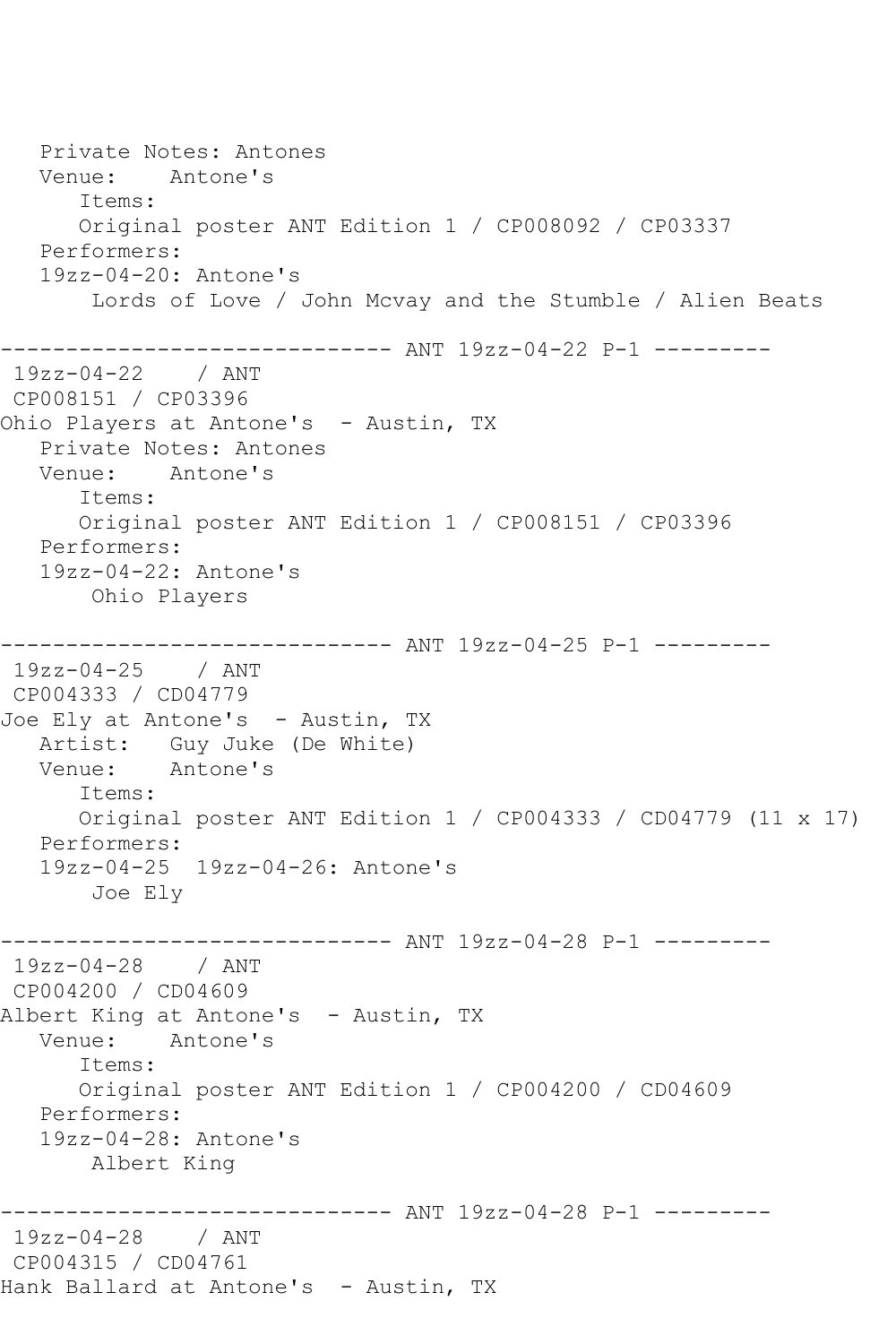```
   Private Notes: Antones
   Venue:    Antone's
      Items:
      Original poster ANT Edition 1 / CP008092 / CP03337
   Performers:
   19zz-04-20: Antone's
       Lords of Love / John Mcvay and the Stumble / Alien Beats

------------------------------ ANT 19zz-04-22 P-1 ---------
 19zz-04-22    / ANT
 CP008151 / CP03396
Ohio Players at Antone's  - Austin, TX
   Private Notes: Antones
   Venue:    Antone's
      Items:
      Original poster ANT Edition 1 / CP008151 / CP03396
   Performers:
   19zz-04-22: Antone's
       Ohio Players

------------------------------ ANT 19zz-04-25 P-1 ---------
 19zz-04-25    / ANT
 CP004333 / CD04779
Joe Ely at Antone's  - Austin, TX
   Artist:   Guy Juke (De White)
   Venue:    Antone's
      Items:
      Original poster ANT Edition 1 / CP004333 / CD04779 (11 x 17)
   Performers:
   19zz-04-25  19zz-04-26: Antone's
       Joe Ely

------------------------------ ANT 19zz-04-28 P-1 ---------
 19zz-04-28    / ANT
 CP004200 / CD04609
Albert King at Antone's  - Austin, TX
   Venue:    Antone's
      Items:
      Original poster ANT Edition 1 / CP004200 / CD04609
   Performers:
   19zz-04-28: Antone's
       Albert King

------------------------------ ANT 19zz-04-28 P-1 ---------
 19zz-04-28    / ANT
 CP004315 / CD04761
Hank Ballard at Antone's  - Austin, TX
```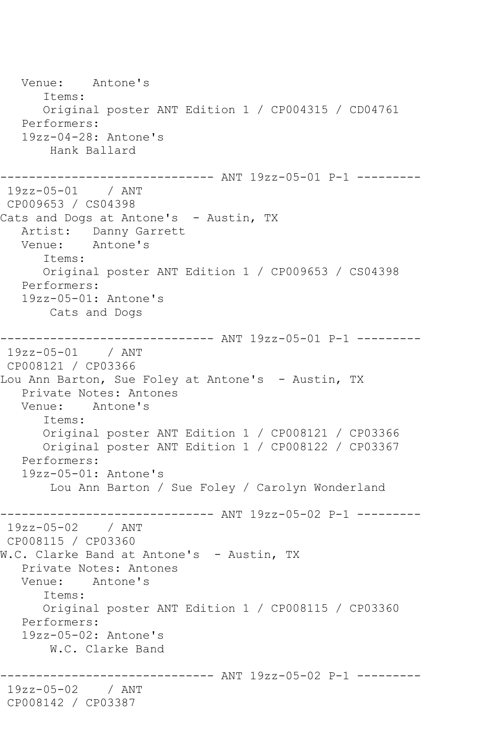```
   Venue:    Antone's
      Items:
      Original poster ANT Edition 1 / CP004315 / CD04761
   Performers:
   19zz-04-28: Antone's
       Hank Ballard

------------------------------ ANT 19zz-05-01 P-1 ---------
 19zz-05-01    / ANT
 CP009653 / CS04398
Cats and Dogs at Antone's  - Austin, TX
   Artist:   Danny Garrett
   Venue:    Antone's
      Items:
      Original poster ANT Edition 1 / CP009653 / CS04398
   Performers:
   19zz-05-01: Antone's
       Cats and Dogs

------------------------------ ANT 19zz-05-01 P-1 ---------
 19zz-05-01    / ANT
 CP008121 / CP03366
Lou Ann Barton, Sue Foley at Antone's  - Austin, TX
   Private Notes: Antones
   Venue:    Antone's
      Items:
      Original poster ANT Edition 1 / CP008121 / CP03366
      Original poster ANT Edition 1 / CP008122 / CP03367
   Performers:
   19zz-05-01: Antone's
       Lou Ann Barton / Sue Foley / Carolyn Wonderland

------------------------------ ANT 19zz-05-02 P-1 ---------
 19zz-05-02    / ANT
 CP008115 / CP03360
W.C. Clarke Band at Antone's  - Austin, TX
   Private Notes: Antones
   Venue:    Antone's
      Items:
      Original poster ANT Edition 1 / CP008115 / CP03360
   Performers:
   19zz-05-02: Antone's
       W.C. Clarke Band

------------------------------ ANT 19zz-05-02 P-1 ---------
 19zz-05-02    / ANT
 CP008142 / CP03387
```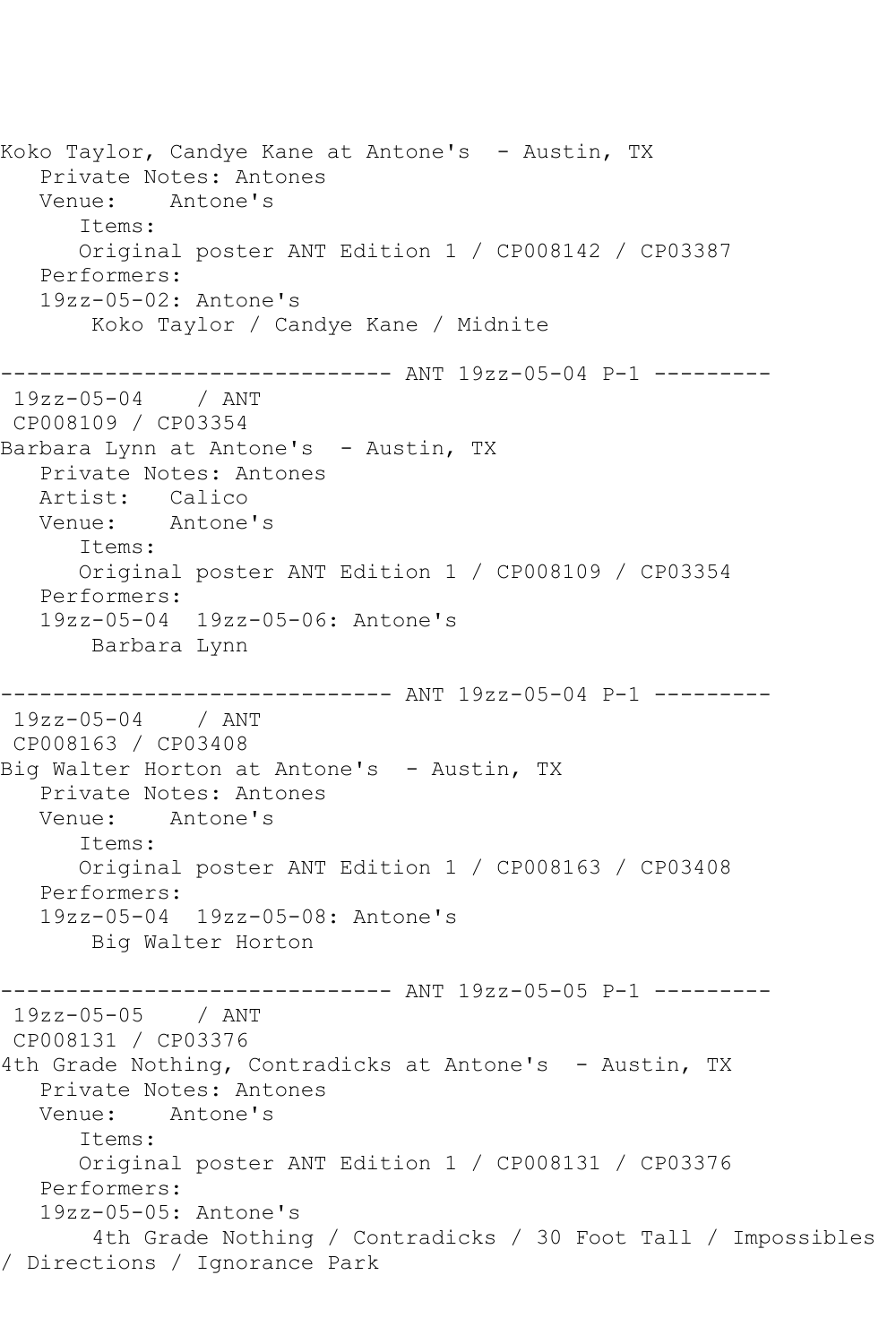```
Koko Taylor, Candye Kane at Antone's  - Austin, TX
   Private Notes: Antones
   Venue:    Antone's
      Items:
      Original poster ANT Edition 1 / CP008142 / CP03387
   Performers:
   19zz-05-02: Antone's
       Koko Taylor / Candye Kane / Midnite

------------------------------ ANT 19zz-05-04 P-1 ---------
 19zz-05-04    / ANT
 CP008109 / CP03354
Barbara Lynn at Antone's  - Austin, TX
   Private Notes: Antones
   Artist:   Calico
   Venue:    Antone's
      Items:
      Original poster ANT Edition 1 / CP008109 / CP03354
   Performers:
   19zz-05-04  19zz-05-06: Antone's
       Barbara Lynn

------------------------------ ANT 19zz-05-04 P-1 ---------
 19zz-05-04    / ANT
 CP008163 / CP03408
Big Walter Horton at Antone's  - Austin, TX
   Private Notes: Antones
   Venue:    Antone's
      Items:
      Original poster ANT Edition 1 / CP008163 / CP03408
   Performers:
   19zz-05-04  19zz-05-08: Antone's
       Big Walter Horton

------------------------------ ANT 19zz-05-05 P-1 ---------
 19zz-05-05    / ANT
 CP008131 / CP03376
4th Grade Nothing, Contradicks at Antone's  - Austin, TX
   Private Notes: Antones
   Venue:    Antone's
      Items:
      Original poster ANT Edition 1 / CP008131 / CP03376
   Performers:
   19zz-05-05: Antone's
       4th Grade Nothing / Contradicks / 30 Foot Tall / Impossibles
/ Directions / Ignorance Park
```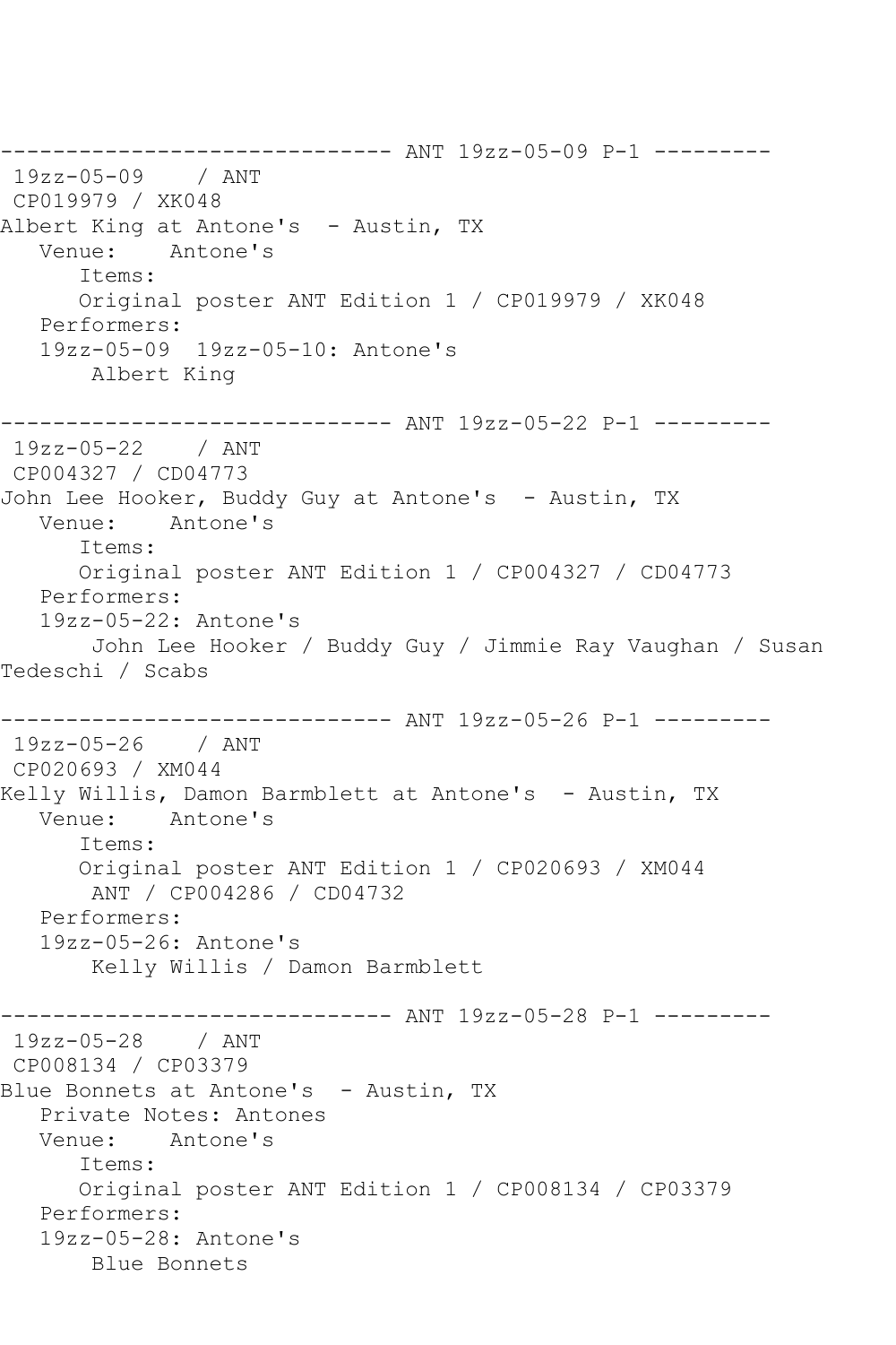```
------------------------------ ANT 19zz-05-09 P-1 ---------
 19zz-05-09    / ANT
 CP019979 / XK048
Albert King at Antone's  - Austin, TX
   Venue:    Antone's
      Items:
      Original poster ANT Edition 1 / CP019979 / XK048
   Performers:
   19zz-05-09  19zz-05-10: Antone's
       Albert King

------------------------------ ANT 19zz-05-22 P-1 ---------
 19zz-05-22    / ANT
 CP004327 / CD04773
John Lee Hooker, Buddy Guy at Antone's  - Austin, TX
   Venue:    Antone's
      Items:
      Original poster ANT Edition 1 / CP004327 / CD04773
   Performers:
   19zz-05-22: Antone's
       John Lee Hooker / Buddy Guy / Jimmie Ray Vaughan / Susan
Tedeschi / Scabs

------------------------------ ANT 19zz-05-26 P-1 ---------
 19zz-05-26    / ANT
 CP020693 / XM044
Kelly Willis, Damon Barmblett at Antone's  - Austin, TX
   Venue:    Antone's
      Items:
      Original poster ANT Edition 1 / CP020693 / XM044
       ANT / CP004286 / CD04732
   Performers:
   19zz-05-26: Antone's
       Kelly Willis / Damon Barmblett

------------------------------ ANT 19zz-05-28 P-1 ---------
 19zz-05-28    / ANT
 CP008134 / CP03379
Blue Bonnets at Antone's  - Austin, TX
   Private Notes: Antones
   Venue:    Antone's
      Items:
      Original poster ANT Edition 1 / CP008134 / CP03379
   Performers:
   19zz-05-28: Antone's
       Blue Bonnets
```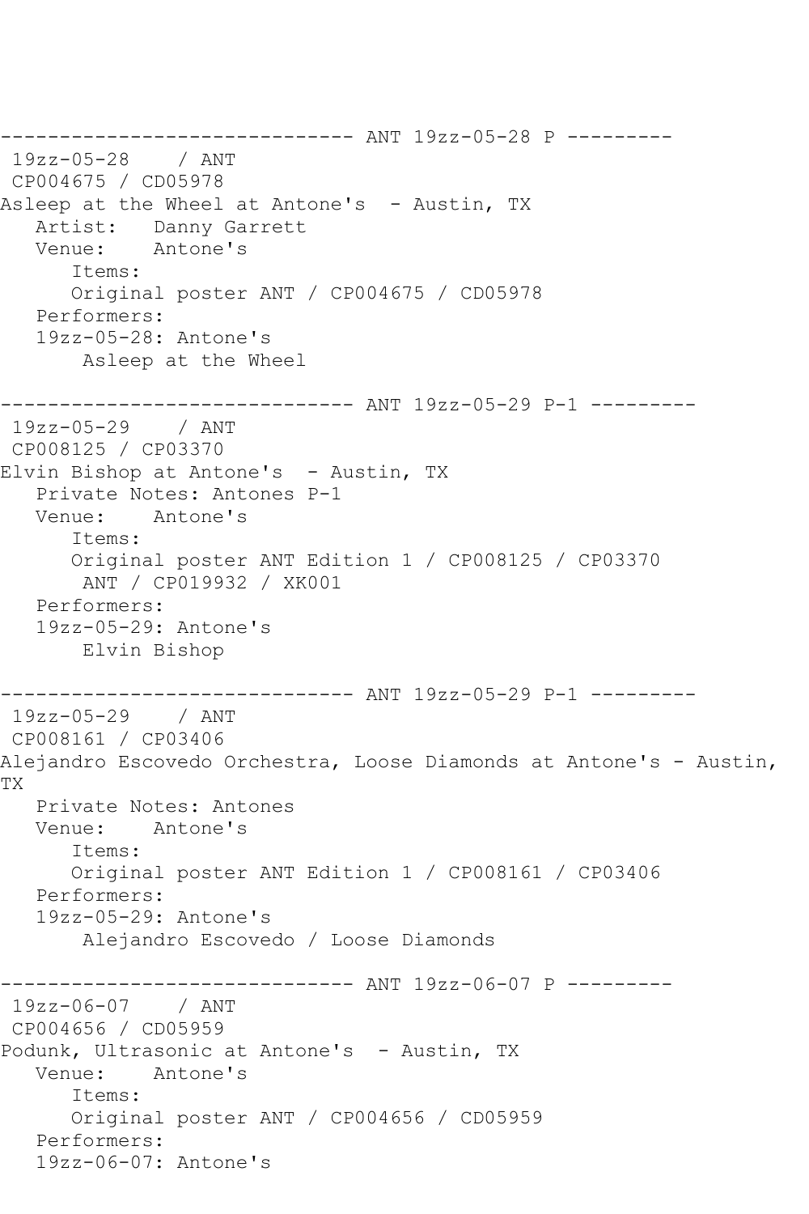------------------------------ ANT 19zz-05-28 P ---------
19zz-05-28 / ANT
CP004675 / CD05978
Asleep at the Wheel at Antone's - Austin, TX
Artist: Danny Garrett
Venue: Antone's
Items:
Original poster ANT / CP004675 / CD05978
Performers:
19zz-05-28: Antone's
Asleep at the Wheel

------------------------------ ANT 19zz-05-29 P-1 ---------
19zz-05-29 / ANT
CP008125 / CP03370
Elvin Bishop at Antone's - Austin, TX
Private Notes: Antones P-1
Venue: Antone's
Items:
Original poster ANT Edition 1 / CP008125 / CP03370
ANT / CP019932 / XK001
Performers:
19zz-05-29: Antone's
Elvin Bishop

------------------------------ ANT 19zz-05-29 P-1 ---------
19zz-05-29 / ANT
CP008161 / CP03406
Alejandro Escovedo Orchestra, Loose Diamonds at Antone's - Austin, TX
Private Notes: Antones
Venue: Antone's
Items:
Original poster ANT Edition 1 / CP008161 / CP03406
Performers:
19zz-05-29: Antone's
Alejandro Escovedo / Loose Diamonds

------------------------------ ANT 19zz-06-07 P ---------
19zz-06-07 / ANT
CP004656 / CD05959
Podunk, Ultrasonic at Antone's - Austin, TX
Venue: Antone's
Items:
Original poster ANT / CP004656 / CD05959
Performers:
19zz-06-07: Antone's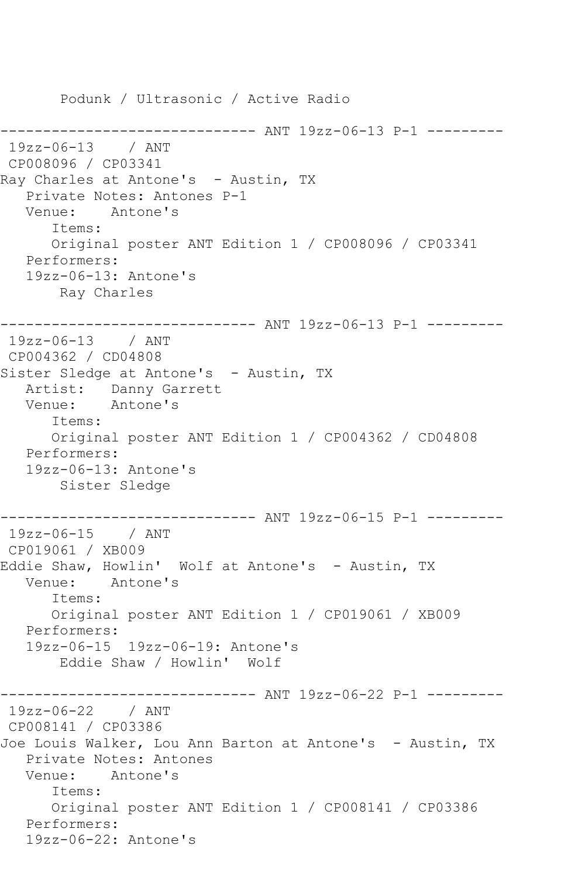Podunk / Ultrasonic / Active Radio

------------------------------ ANT 19zz-06-13 P-1 ---------

19zz-06-13 / ANT

CP008096 / CP03341

Ray Charles at Antone's - Austin, TX

Private Notes: Antones P-1

Venue: Antone's

Items:

Original poster ANT Edition 1 / CP008096 / CP03341

Performers:

19zz-06-13: Antone's

Ray Charles

------------------------------ ANT 19zz-06-13 P-1 ---------

19zz-06-13 / ANT

CP004362 / CD04808

Sister Sledge at Antone's - Austin, TX

Artist: Danny Garrett

Venue: Antone's

Items:

Original poster ANT Edition 1 / CP004362 / CD04808

Performers:

19zz-06-13: Antone's

Sister Sledge

------------------------------ ANT 19zz-06-15 P-1 ---------

19zz-06-15 / ANT

CP019061 / XB009

Eddie Shaw, Howlin' Wolf at Antone's - Austin, TX

Venue: Antone's

Items:

Original poster ANT Edition 1 / CP019061 / XB009

Performers:

19zz-06-15 19zz-06-19: Antone's

Eddie Shaw / Howlin' Wolf

------------------------------ ANT 19zz-06-22 P-1 ---------

19zz-06-22 / ANT

CP008141 / CP03386

Joe Louis Walker, Lou Ann Barton at Antone's - Austin, TX

Private Notes: Antones

Venue: Antone's

Items:

Original poster ANT Edition 1 / CP008141 / CP03386

Performers:

19zz-06-22: Antone's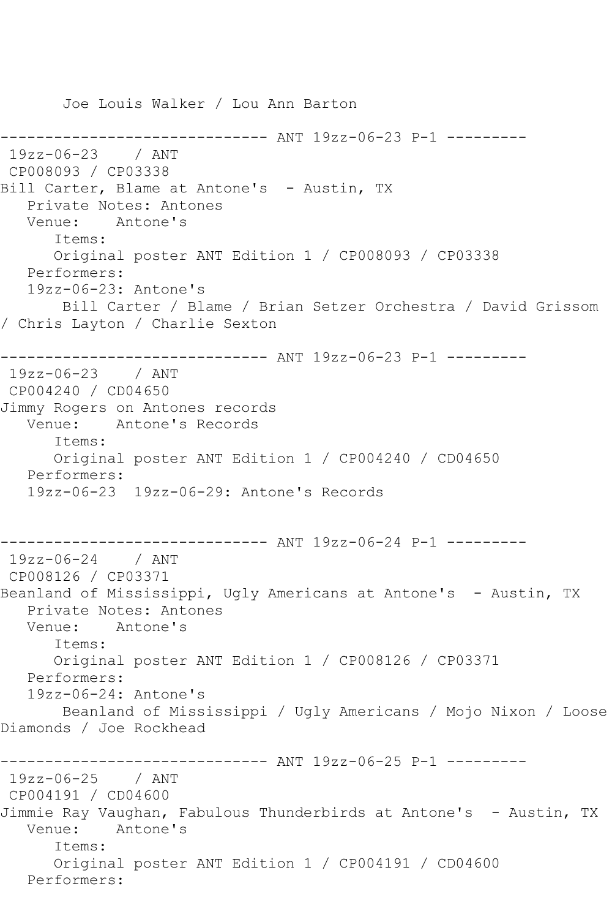Joe Louis Walker / Lou Ann Barton

------------------------------ ANT 19zz-06-23 P-1 ---------

19zz-06-23 / ANT

CP008093 / CP03338

Bill Carter, Blame at Antone's - Austin, TX

Private Notes: Antones

Venue: Antone's

Items:

Original poster ANT Edition 1 / CP008093 / CP03338

Performers:

19zz-06-23: Antone's

Bill Carter / Blame / Brian Setzer Orchestra / David Grissom / Chris Layton / Charlie Sexton

------------------------------ ANT 19zz-06-23 P-1 ---------

19zz-06-23 / ANT

CP004240 / CD04650

Jimmy Rogers on Antones records

Venue: Antone's Records

Items:

Original poster ANT Edition 1 / CP004240 / CD04650

Performers:

19zz-06-23 19zz-06-29: Antone's Records

------------------------------ ANT 19zz-06-24 P-1 ---------

19zz-06-24 / ANT

CP008126 / CP03371

Beanland of Mississippi, Ugly Americans at Antone's - Austin, TX

Private Notes: Antones

Venue: Antone's

Items:

Original poster ANT Edition 1 / CP008126 / CP03371

Performers:

19zz-06-24: Antone's

Beanland of Mississippi / Ugly Americans / Mojo Nixon / Loose Diamonds / Joe Rockhead

------------------------------ ANT 19zz-06-25 P-1 ---------

19zz-06-25 / ANT

CP004191 / CD04600

Jimmie Ray Vaughan, Fabulous Thunderbirds at Antone's - Austin, TX

Venue: Antone's

Items:

Original poster ANT Edition 1 / CP004191 / CD04600

Performers: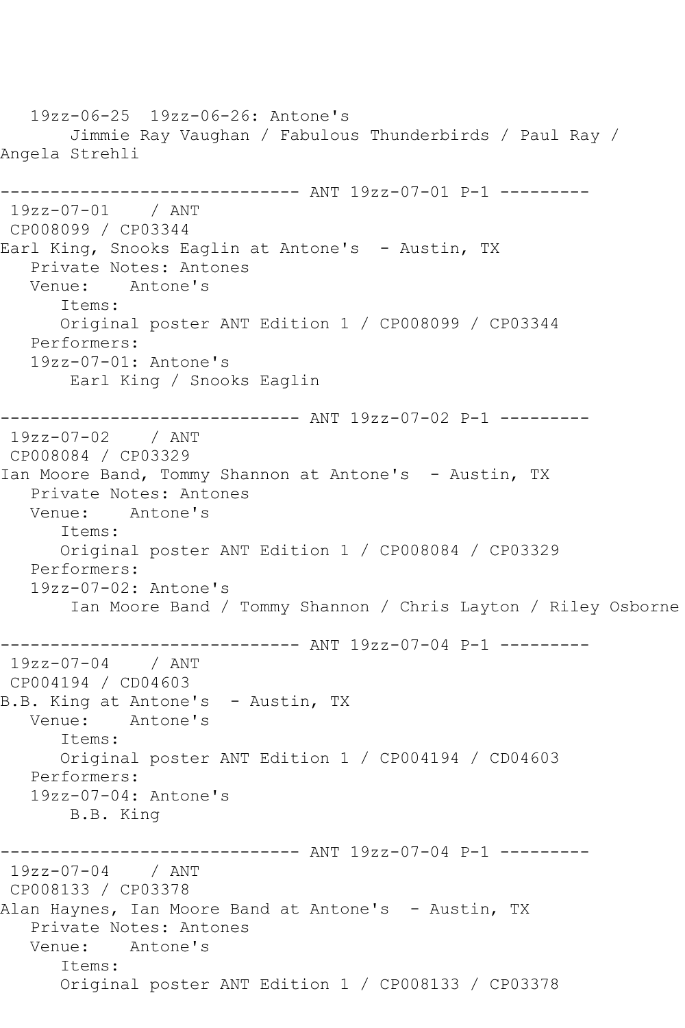```
   19zz-06-25  19zz-06-26: Antone's
       Jimmie Ray Vaughan / Fabulous Thunderbirds / Paul Ray / 
Angela Strehli

------------------------------ ANT 19zz-07-01 P-1 ---------
 19zz-07-01    / ANT
 CP008099 / CP03344
Earl King, Snooks Eaglin at Antone's  - Austin, TX
   Private Notes: Antones
   Venue:    Antone's
      Items:
      Original poster ANT Edition 1 / CP008099 / CP03344
   Performers:
   19zz-07-01: Antone's
       Earl King / Snooks Eaglin

------------------------------ ANT 19zz-07-02 P-1 ---------
 19zz-07-02    / ANT
 CP008084 / CP03329
Ian Moore Band, Tommy Shannon at Antone's  - Austin, TX
   Private Notes: Antones
   Venue:    Antone's
      Items:
      Original poster ANT Edition 1 / CP008084 / CP03329
   Performers:
   19zz-07-02: Antone's
       Ian Moore Band / Tommy Shannon / Chris Layton / Riley Osborne

------------------------------ ANT 19zz-07-04 P-1 ---------
 19zz-07-04    / ANT
 CP004194 / CD04603
B.B. King at Antone's  - Austin, TX
   Venue:    Antone's
      Items:
      Original poster ANT Edition 1 / CP004194 / CD04603
   Performers:
   19zz-07-04: Antone's
       B.B. King

------------------------------ ANT 19zz-07-04 P-1 ---------
 19zz-07-04    / ANT
 CP008133 / CP03378
Alan Haynes, Ian Moore Band at Antone's  - Austin, TX
   Private Notes: Antones
   Venue:    Antone's
      Items:
      Original poster ANT Edition 1 / CP008133 / CP03378
```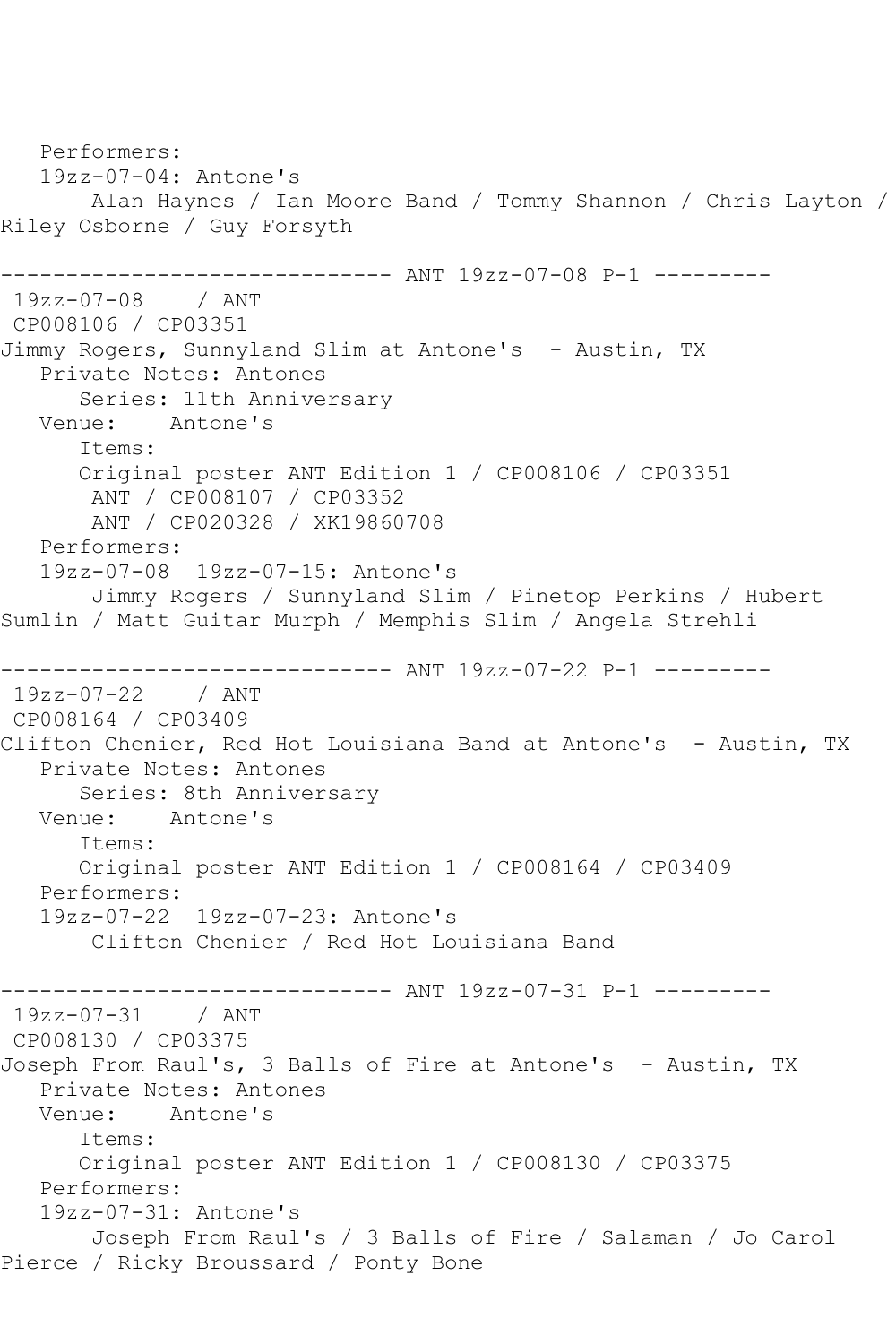Performers:
19zz-07-04: Antone's
Alan Haynes / Ian Moore Band / Tommy Shannon / Chris Layton / Riley Osborne / Guy Forsyth

------------------------------ ANT 19zz-07-08 P-1 ---------

19zz-07-08    / ANT
CP008106 / CP03351
Jimmy Rogers, Sunnyland Slim at Antone's  - Austin, TX
Private Notes: Antones
Series: 11th Anniversary
Venue:    Antone's
Items:
Original poster ANT Edition 1 / CP008106 / CP03351
ANT / CP008107 / CP03352
ANT / CP020328 / XK19860708
Performers:
19zz-07-08  19zz-07-15: Antone's
Jimmy Rogers / Sunnyland Slim / Pinetop Perkins / Hubert Sumlin / Matt Guitar Murph / Memphis Slim / Angela Strehli

------------------------------ ANT 19zz-07-22 P-1 ---------

19zz-07-22    / ANT
CP008164 / CP03409
Clifton Chenier, Red Hot Louisiana Band at Antone's  - Austin, TX
Private Notes: Antones
Series: 8th Anniversary
Venue:    Antone's
Items:
Original poster ANT Edition 1 / CP008164 / CP03409
Performers:
19zz-07-22  19zz-07-23: Antone's
Clifton Chenier / Red Hot Louisiana Band

------------------------------ ANT 19zz-07-31 P-1 ---------

19zz-07-31    / ANT
CP008130 / CP03375
Joseph From Raul's, 3 Balls of Fire at Antone's  - Austin, TX
Private Notes: Antones
Venue:    Antone's
Items:
Original poster ANT Edition 1 / CP008130 / CP03375
Performers:
19zz-07-31: Antone's
Joseph From Raul's / 3 Balls of Fire / Salaman / Jo Carol Pierce / Ricky Broussard / Ponty Bone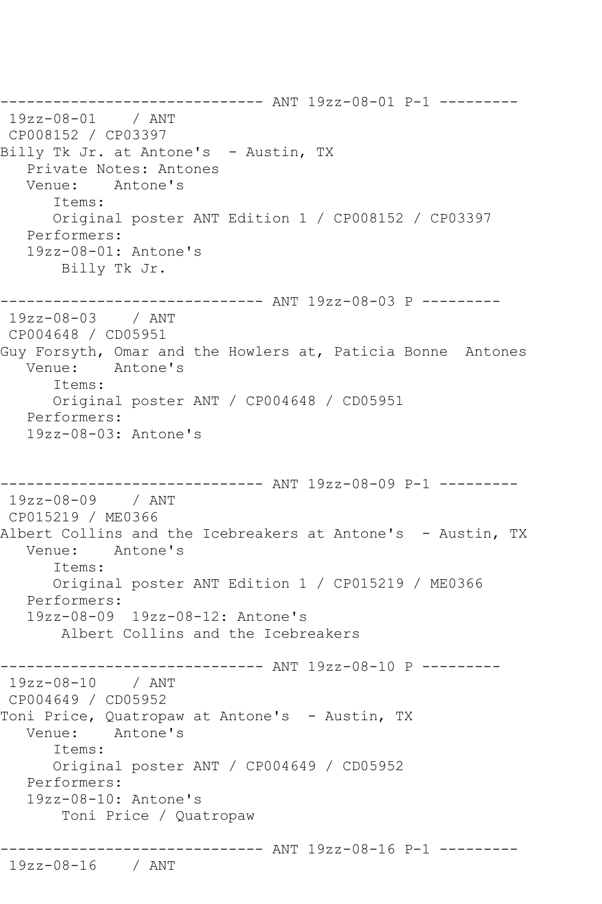```
------------------------------ ANT 19zz-08-01 P-1 ---------
 19zz-08-01    / ANT
 CP008152 / CP03397
Billy Tk Jr. at Antone's  - Austin, TX
   Private Notes: Antones
   Venue:    Antone's
      Items:
      Original poster ANT Edition 1 / CP008152 / CP03397
   Performers:
   19zz-08-01: Antone's
       Billy Tk Jr.

------------------------------ ANT 19zz-08-03 P ---------
 19zz-08-03    / ANT
 CP004648 / CD05951
Guy Forsyth, Omar and the Howlers at, Paticia Bonne  Antones
   Venue:    Antone's
      Items:
      Original poster ANT / CP004648 / CD05951
   Performers:
   19zz-08-03: Antone's


------------------------------ ANT 19zz-08-09 P-1 ---------
 19zz-08-09    / ANT
 CP015219 / ME0366
Albert Collins and the Icebreakers at Antone's  - Austin, TX
   Venue:    Antone's
      Items:
      Original poster ANT Edition 1 / CP015219 / ME0366
   Performers:
   19zz-08-09  19zz-08-12: Antone's
       Albert Collins and the Icebreakers

------------------------------ ANT 19zz-08-10 P ---------
 19zz-08-10    / ANT
 CP004649 / CD05952
Toni Price, Quatropaw at Antone's  - Austin, TX
   Venue:    Antone's
      Items:
      Original poster ANT / CP004649 / CD05952
   Performers:
   19zz-08-10: Antone's
       Toni Price / Quatropaw

------------------------------ ANT 19zz-08-16 P-1 ---------
 19zz-08-16    / ANT
```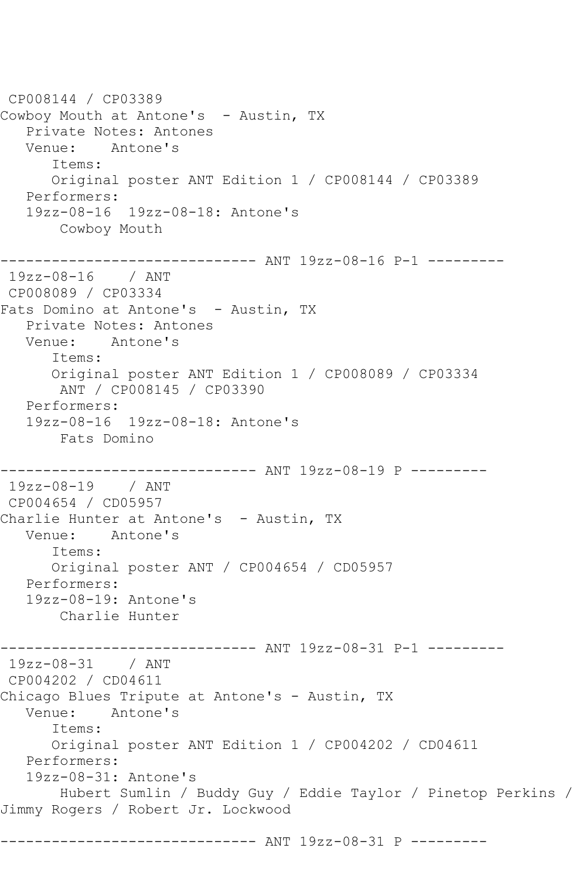CP008144 / CP03389
Cowboy Mouth at Antone's  - Austin, TX
   Private Notes: Antones
   Venue:    Antone's
      Items:
      Original poster ANT Edition 1 / CP008144 / CP03389
   Performers:
   19zz-08-16  19zz-08-18: Antone's
       Cowboy Mouth

------------------------------ ANT 19zz-08-16 P-1 ---------
 19zz-08-16    / ANT
 CP008089 / CP03334
Fats Domino at Antone's  - Austin, TX
   Private Notes: Antones
   Venue:    Antone's
      Items:
      Original poster ANT Edition 1 / CP008089 / CP03334
       ANT / CP008145 / CP03390
   Performers:
   19zz-08-16  19zz-08-18: Antone's
       Fats Domino

------------------------------ ANT 19zz-08-19 P ---------
 19zz-08-19    / ANT
 CP004654 / CD05957
Charlie Hunter at Antone's  - Austin, TX
   Venue:    Antone's
      Items:
      Original poster ANT / CP004654 / CD05957
   Performers:
   19zz-08-19: Antone's
       Charlie Hunter

------------------------------ ANT 19zz-08-31 P-1 ---------
 19zz-08-31    / ANT
 CP004202 / CD04611
Chicago Blues Tripute at Antone's - Austin, TX
   Venue:    Antone's
      Items:
      Original poster ANT Edition 1 / CP004202 / CD04611
   Performers:
   19zz-08-31: Antone's
       Hubert Sumlin / Buddy Guy / Eddie Taylor / Pinetop Perkins / Jimmy Rogers / Robert Jr. Lockwood

------------------------------ ANT 19zz-08-31 P ---------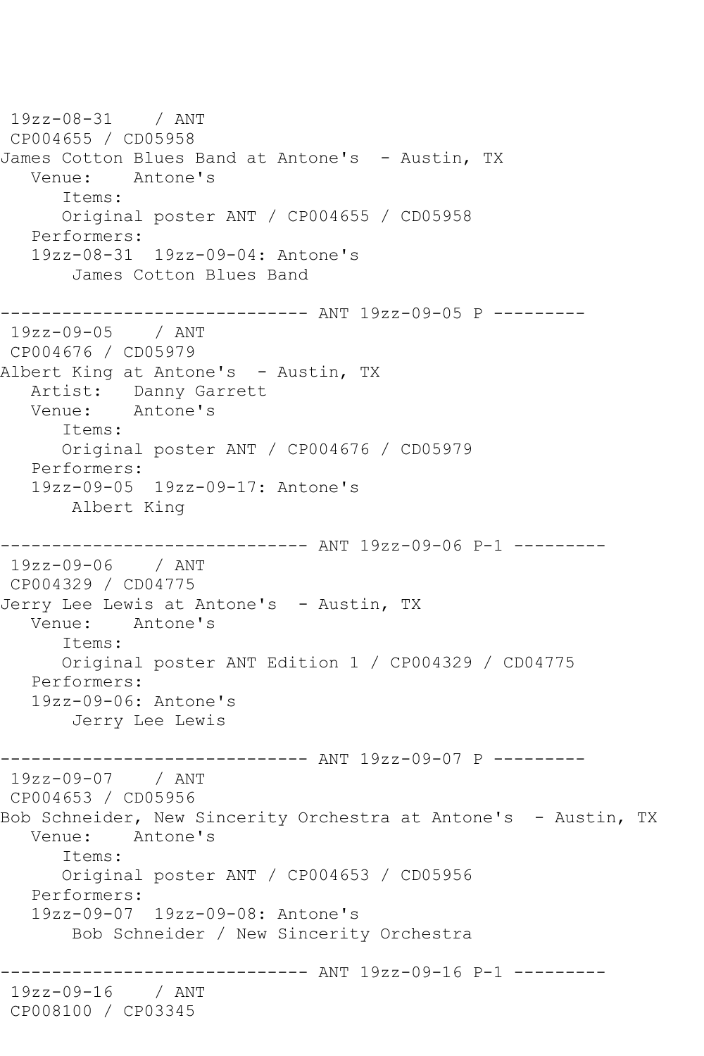```
 19zz-08-31    / ANT
 CP004655 / CD05958
James Cotton Blues Band at Antone's  - Austin, TX
   Venue:    Antone's
      Items:
      Original poster ANT / CP004655 / CD05958
   Performers:
   19zz-08-31  19zz-09-04: Antone's
       James Cotton Blues Band

------------------------------ ANT 19zz-09-05 P ---------
 19zz-09-05    / ANT
 CP004676 / CD05979
Albert King at Antone's  - Austin, TX
   Artist:   Danny Garrett
   Venue:    Antone's
      Items:
      Original poster ANT / CP004676 / CD05979
   Performers:
   19zz-09-05  19zz-09-17: Antone's
       Albert King

------------------------------ ANT 19zz-09-06 P-1 ---------
 19zz-09-06    / ANT
 CP004329 / CD04775
Jerry Lee Lewis at Antone's  - Austin, TX
   Venue:    Antone's
      Items:
      Original poster ANT Edition 1 / CP004329 / CD04775
   Performers:
   19zz-09-06: Antone's
       Jerry Lee Lewis

------------------------------ ANT 19zz-09-07 P ---------
 19zz-09-07    / ANT
 CP004653 / CD05956
Bob Schneider, New Sincerity Orchestra at Antone's  - Austin, TX
   Venue:    Antone's
      Items:
      Original poster ANT / CP004653 / CD05956
   Performers:
   19zz-09-07  19zz-09-08: Antone's
       Bob Schneider / New Sincerity Orchestra

------------------------------ ANT 19zz-09-16 P-1 ---------
 19zz-09-16    / ANT
 CP008100 / CP03345
```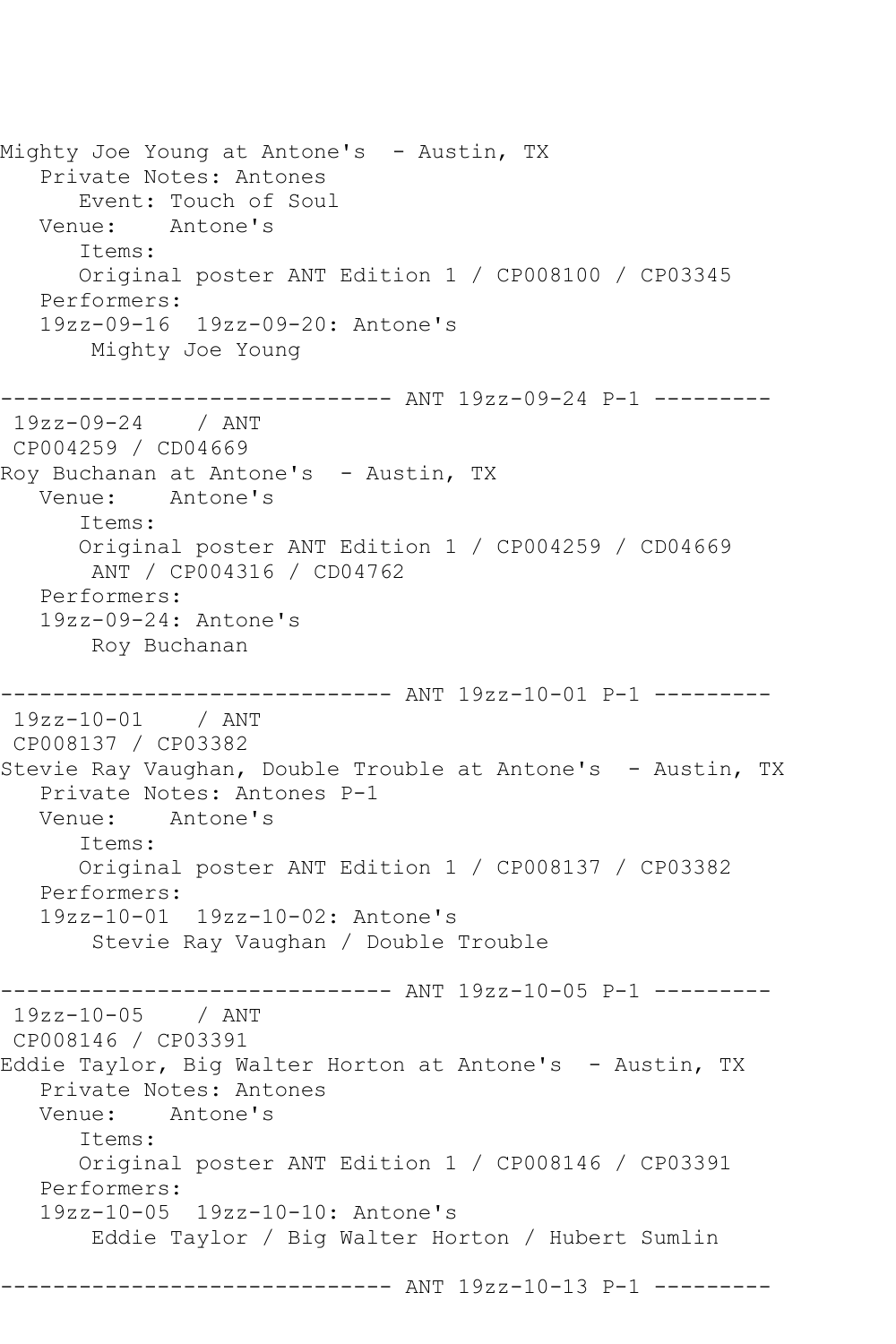```
Mighty Joe Young at Antone's  - Austin, TX
   Private Notes: Antones
      Event: Touch of Soul
   Venue:    Antone's
      Items:
      Original poster ANT Edition 1 / CP008100 / CP03345
   Performers:
   19zz-09-16  19zz-09-20: Antone's
       Mighty Joe Young

------------------------------ ANT 19zz-09-24 P-1 ---------
 19zz-09-24    / ANT
 CP004259 / CD04669
Roy Buchanan at Antone's  - Austin, TX
   Venue:    Antone's
      Items:
      Original poster ANT Edition 1 / CP004259 / CD04669
       ANT / CP004316 / CD04762
   Performers:
   19zz-09-24: Antone's
       Roy Buchanan

------------------------------ ANT 19zz-10-01 P-1 ---------
 19zz-10-01    / ANT
 CP008137 / CP03382
Stevie Ray Vaughan, Double Trouble at Antone's  - Austin, TX
   Private Notes: Antones P-1
   Venue:    Antone's
      Items:
      Original poster ANT Edition 1 / CP008137 / CP03382
   Performers:
   19zz-10-01  19zz-10-02: Antone's
       Stevie Ray Vaughan / Double Trouble

------------------------------ ANT 19zz-10-05 P-1 ---------
 19zz-10-05    / ANT
 CP008146 / CP03391
Eddie Taylor, Big Walter Horton at Antone's  - Austin, TX
   Private Notes: Antones
   Venue:    Antone's
      Items:
      Original poster ANT Edition 1 / CP008146 / CP03391
   Performers:
   19zz-10-05  19zz-10-10: Antone's
       Eddie Taylor / Big Walter Horton / Hubert Sumlin

------------------------------ ANT 19zz-10-13 P-1 ---------
```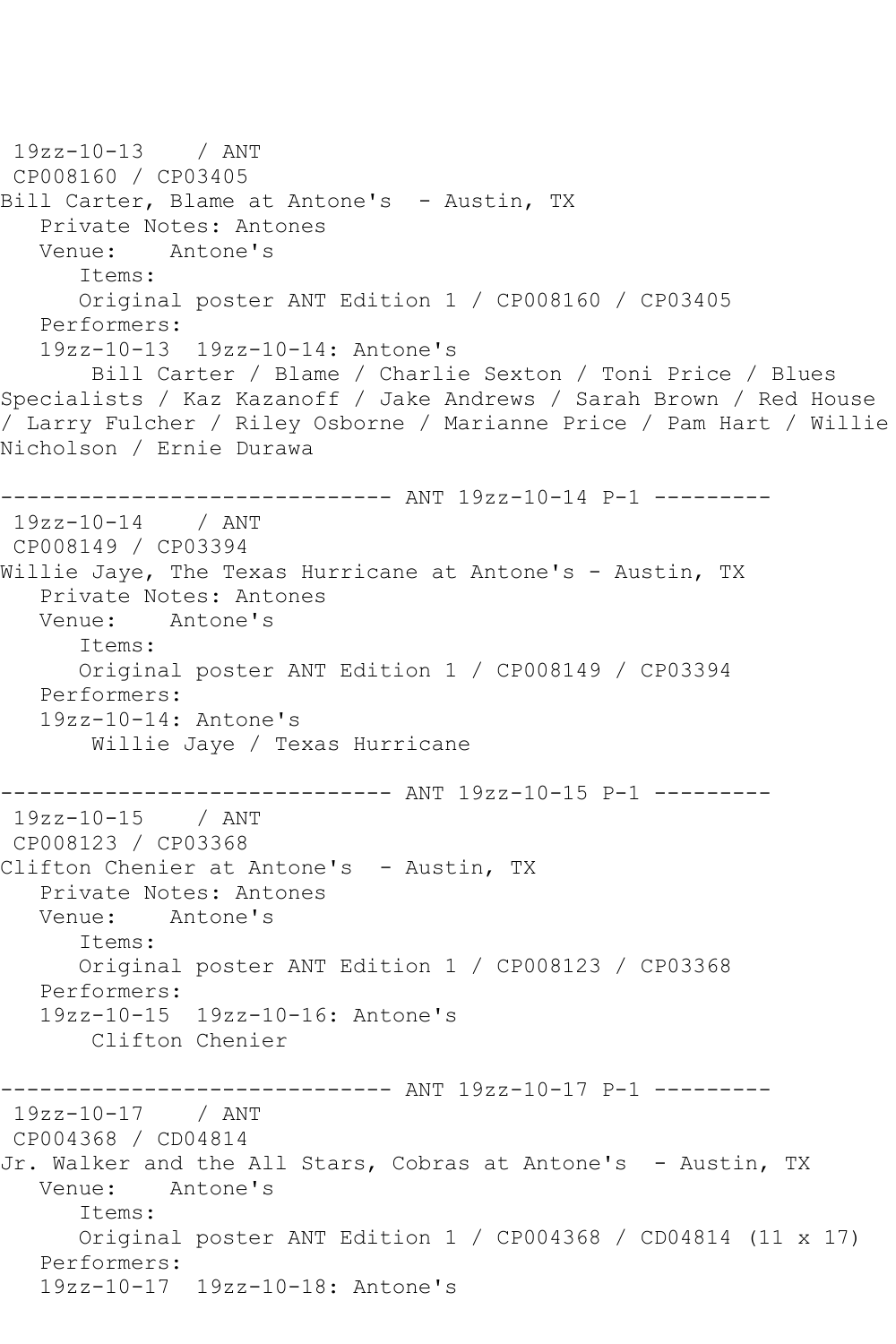19zz-10-13 / ANT
CP008160 / CP03405
Bill Carter, Blame at Antone's - Austin, TX
Private Notes: Antones
Venue: Antone's
Items:
Original poster ANT Edition 1 / CP008160 / CP03405
Performers:
19zz-10-13 19zz-10-14: Antone's
Bill Carter / Blame / Charlie Sexton / Toni Price / Blues Specialists / Kaz Kazanoff / Jake Andrews / Sarah Brown / Red House / Larry Fulcher / Riley Osborne / Marianne Price / Pam Hart / Willie Nicholson / Ernie Durawa

------------------------------ ANT 19zz-10-14 P-1 ---------

19zz-10-14 / ANT
CP008149 / CP03394
Willie Jaye, The Texas Hurricane at Antone's - Austin, TX
Private Notes: Antones
Venue: Antone's
Items:
Original poster ANT Edition 1 / CP008149 / CP03394
Performers:
19zz-10-14: Antone's
Willie Jaye / Texas Hurricane

------------------------------ ANT 19zz-10-15 P-1 ---------

19zz-10-15 / ANT
CP008123 / CP03368
Clifton Chenier at Antone's - Austin, TX
Private Notes: Antones
Venue: Antone's
Items:
Original poster ANT Edition 1 / CP008123 / CP03368
Performers:
19zz-10-15 19zz-10-16: Antone's
Clifton Chenier

------------------------------ ANT 19zz-10-17 P-1 ---------

19zz-10-17 / ANT
CP004368 / CD04814
Jr. Walker and the All Stars, Cobras at Antone's - Austin, TX
Venue: Antone's
Items:
Original poster ANT Edition 1 / CP004368 / CD04814 (11 x 17)
Performers:
19zz-10-17 19zz-10-18: Antone's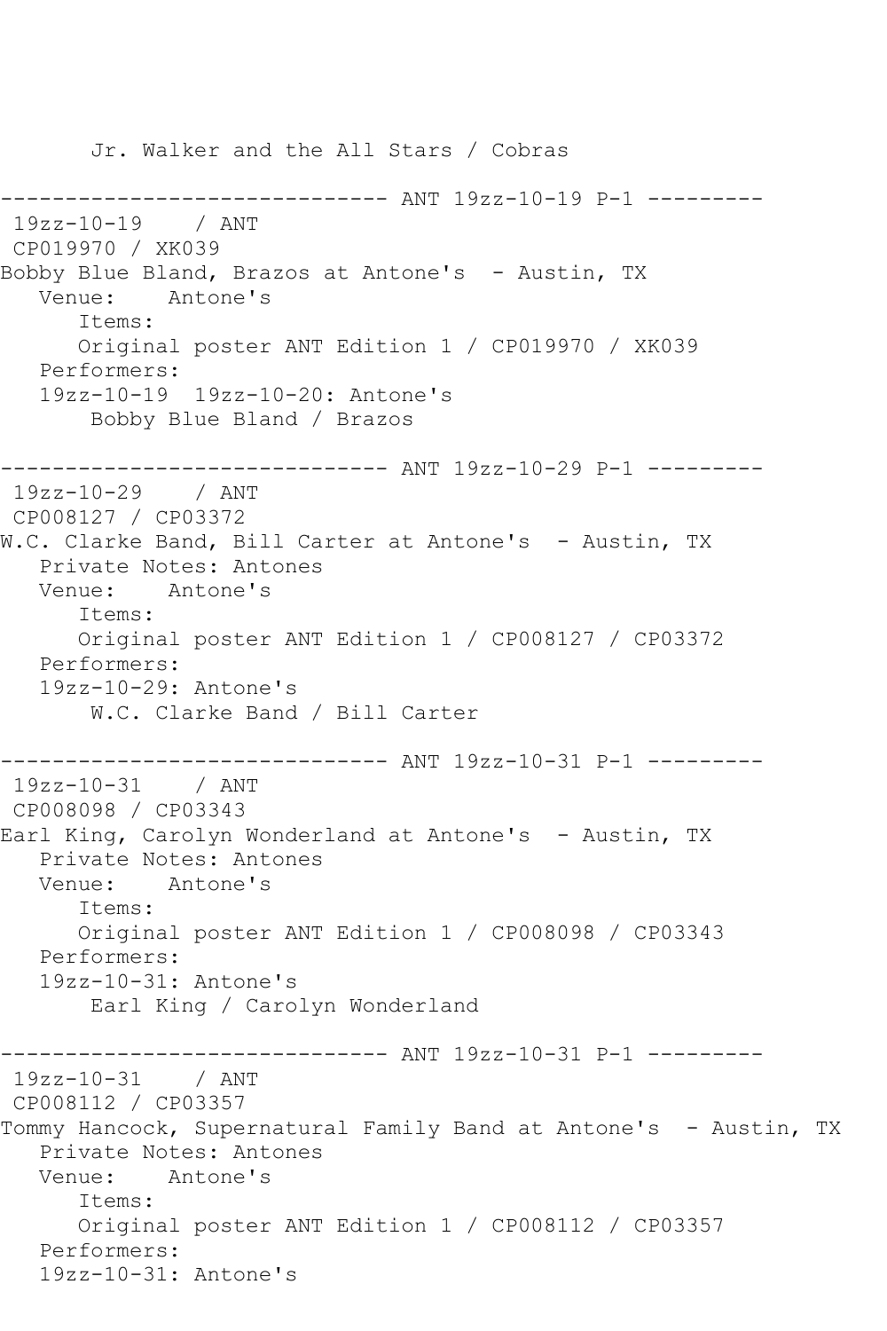Jr. Walker and the All Stars / Cobras

------------------------------ ANT 19zz-10-19 P-1 ---------

19zz-10-19 / ANT

CP019970 / XK039

Bobby Blue Bland, Brazos at Antone's - Austin, TX

Venue: Antone's

Items:

Original poster ANT Edition 1 / CP019970 / XK039

Performers:

19zz-10-19 19zz-10-20: Antone's

Bobby Blue Bland / Brazos

------------------------------ ANT 19zz-10-29 P-1 ---------

19zz-10-29 / ANT

CP008127 / CP03372

W.C. Clarke Band, Bill Carter at Antone's - Austin, TX

Private Notes: Antones

Venue: Antone's

Items:

Original poster ANT Edition 1 / CP008127 / CP03372

Performers:

19zz-10-29: Antone's

W.C. Clarke Band / Bill Carter

------------------------------ ANT 19zz-10-31 P-1 ---------

19zz-10-31 / ANT

CP008098 / CP03343

Earl King, Carolyn Wonderland at Antone's - Austin, TX

Private Notes: Antones

Venue: Antone's

Items:

Original poster ANT Edition 1 / CP008098 / CP03343

Performers:

19zz-10-31: Antone's

Earl King / Carolyn Wonderland

------------------------------ ANT 19zz-10-31 P-1 ---------

19zz-10-31 / ANT

CP008112 / CP03357

Tommy Hancock, Supernatural Family Band at Antone's - Austin, TX

Private Notes: Antones

Venue: Antone's

Items:

Original poster ANT Edition 1 / CP008112 / CP03357

Performers:

19zz-10-31: Antone's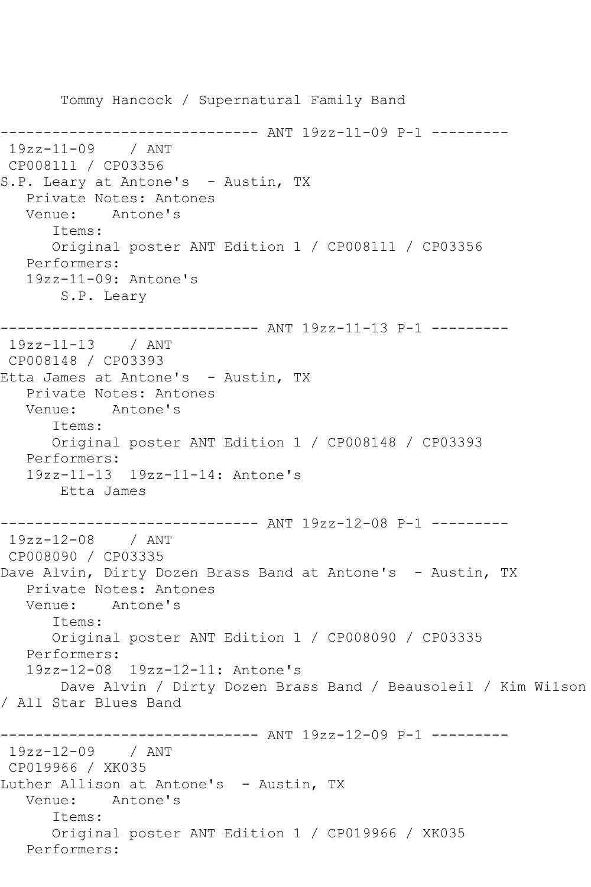```
       Tommy Hancock / Supernatural Family Band

------------------------------ ANT 19zz-11-09 P-1 ---------
 19zz-11-09    / ANT
 CP008111 / CP03356
S.P. Leary at Antone's  - Austin, TX
   Private Notes: Antones
   Venue:    Antone's
      Items:
      Original poster ANT Edition 1 / CP008111 / CP03356
   Performers:
   19zz-11-09: Antone's
       S.P. Leary

------------------------------ ANT 19zz-11-13 P-1 ---------
 19zz-11-13    / ANT
 CP008148 / CP03393
Etta James at Antone's  - Austin, TX
   Private Notes: Antones
   Venue:    Antone's
      Items:
      Original poster ANT Edition 1 / CP008148 / CP03393
   Performers:
   19zz-11-13  19zz-11-14: Antone's
       Etta James

------------------------------ ANT 19zz-12-08 P-1 ---------
 19zz-12-08    / ANT
 CP008090 / CP03335
Dave Alvin, Dirty Dozen Brass Band at Antone's  - Austin, TX
   Private Notes: Antones
   Venue:    Antone's
      Items:
      Original poster ANT Edition 1 / CP008090 / CP03335
   Performers:
   19zz-12-08  19zz-12-11: Antone's
       Dave Alvin / Dirty Dozen Brass Band / Beausoleil / Kim Wilson
/ All Star Blues Band

------------------------------ ANT 19zz-12-09 P-1 ---------
 19zz-12-09    / ANT
 CP019966 / XK035
Luther Allison at Antone's  - Austin, TX
   Venue:    Antone's
      Items:
      Original poster ANT Edition 1 / CP019966 / XK035
   Performers:
```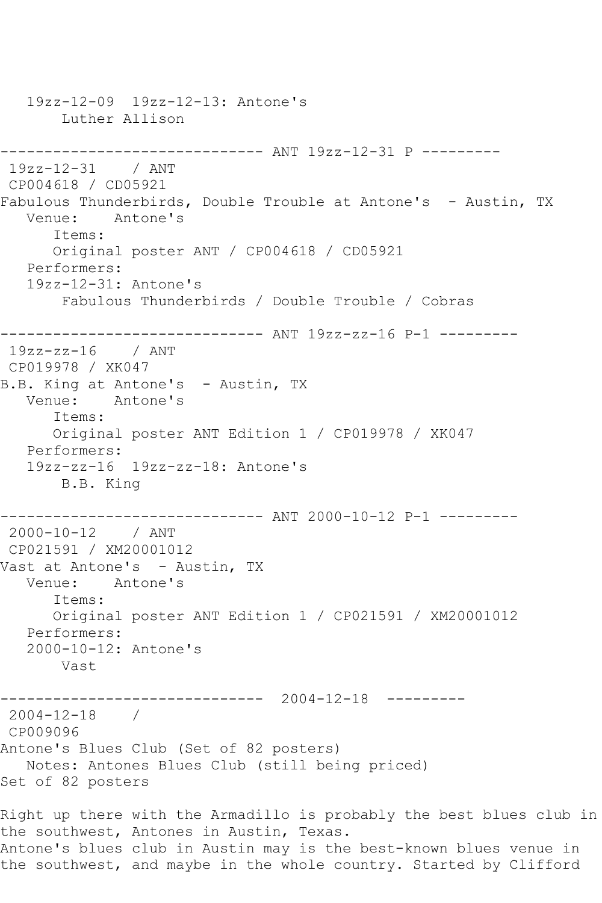19zz-12-09  19zz-12-13: Antone's
       Luther Allison

------------------------------ ANT 19zz-12-31 P ---------
 19zz-12-31    / ANT
 CP004618 / CD05921
Fabulous Thunderbirds, Double Trouble at Antone's  - Austin, TX
   Venue:    Antone's
      Items:
      Original poster ANT / CP004618 / CD05921
   Performers:
   19zz-12-31: Antone's
       Fabulous Thunderbirds / Double Trouble / Cobras

------------------------------ ANT 19zz-zz-16 P-1 ---------
 19zz-zz-16    / ANT
 CP019978 / XK047
B.B. King at Antone's  - Austin, TX
   Venue:    Antone's
      Items:
      Original poster ANT Edition 1 / CP019978 / XK047
   Performers:
   19zz-zz-16  19zz-zz-18: Antone's
       B.B. King

------------------------------ ANT 2000-10-12 P-1 ---------
 2000-10-12    / ANT
 CP021591 / XM20001012
Vast at Antone's  - Austin, TX
   Venue:    Antone's
      Items:
      Original poster ANT Edition 1 / CP021591 / XM20001012
   Performers:
   2000-10-12: Antone's
       Vast

------------------------------  2004-12-18  ---------
 2004-12-18    /
 CP009096
Antone's Blues Club (Set of 82 posters)
   Notes: Antones Blues Club (still being priced)
Set of 82 posters

Right up there with the Armadillo is probably the best blues club in the southwest, Antones in Austin, Texas.
Antone's blues club in Austin may is the best-known blues venue in the southwest, and maybe in the whole country. Started by Clifford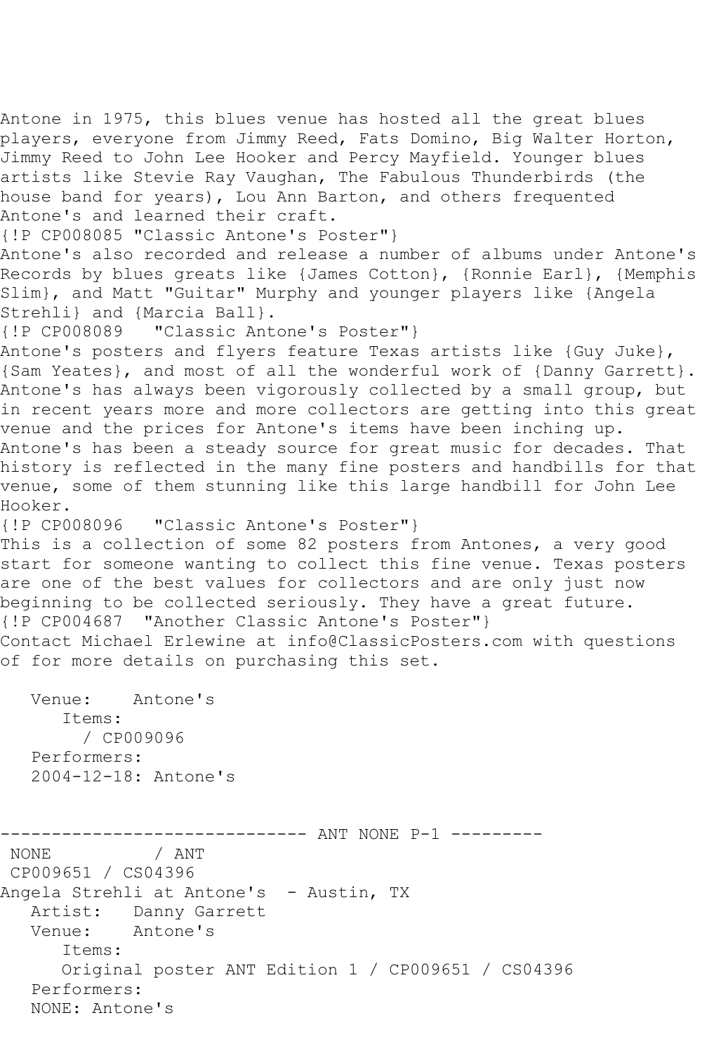Antone in 1975, this blues venue has hosted all the great blues players, everyone from Jimmy Reed, Fats Domino, Big Walter Horton, Jimmy Reed to John Lee Hooker and Percy Mayfield. Younger blues artists like Stevie Ray Vaughan, The Fabulous Thunderbirds (the house band for years), Lou Ann Barton, and others frequented Antone's and learned their craft.
{!P CP008085 "Classic Antone's Poster"}
Antone's also recorded and release a number of albums under Antone's Records by blues greats like {James Cotton}, {Ronnie Earl}, {Memphis Slim}, and Matt "Guitar" Murphy and younger players like {Angela Strehli} and {Marcia Ball}.
{!P CP008089   "Classic Antone's Poster"}
Antone's posters and flyers feature Texas artists like {Guy Juke}, {Sam Yeates}, and most of all the wonderful work of {Danny Garrett}. Antone's has always been vigorously collected by a small group, but in recent years more and more collectors are getting into this great venue and the prices for Antone's items have been inching up. Antone's has been a steady source for great music for decades. That history is reflected in the many fine posters and handbills for that venue, some of them stunning like this large handbill for John Lee Hooker.
{!P CP008096   "Classic Antone's Poster"}
This is a collection of some 82 posters from Antones, a very good start for someone wanting to collect this fine venue. Texas posters are one of the best values for collectors and are only just now beginning to be collected seriously. They have a great future.
{!P CP004687  "Another Classic Antone's Poster"}
Contact Michael Erlewine at info@ClassicPosters.com with questions of for more details on purchasing this set.

```
   Venue:    Antone's
      Items:
        / CP009096
   Performers:
   2004-12-18: Antone's


------------------------------ ANT NONE P-1 ---------
 NONE          / ANT
 CP009651 / CS04396
Angela Strehli at Antone's  - Austin, TX
   Artist:   Danny Garrett
   Venue:    Antone's
      Items:
      Original poster ANT Edition 1 / CP009651 / CS04396
   Performers:
   NONE: Antone's
```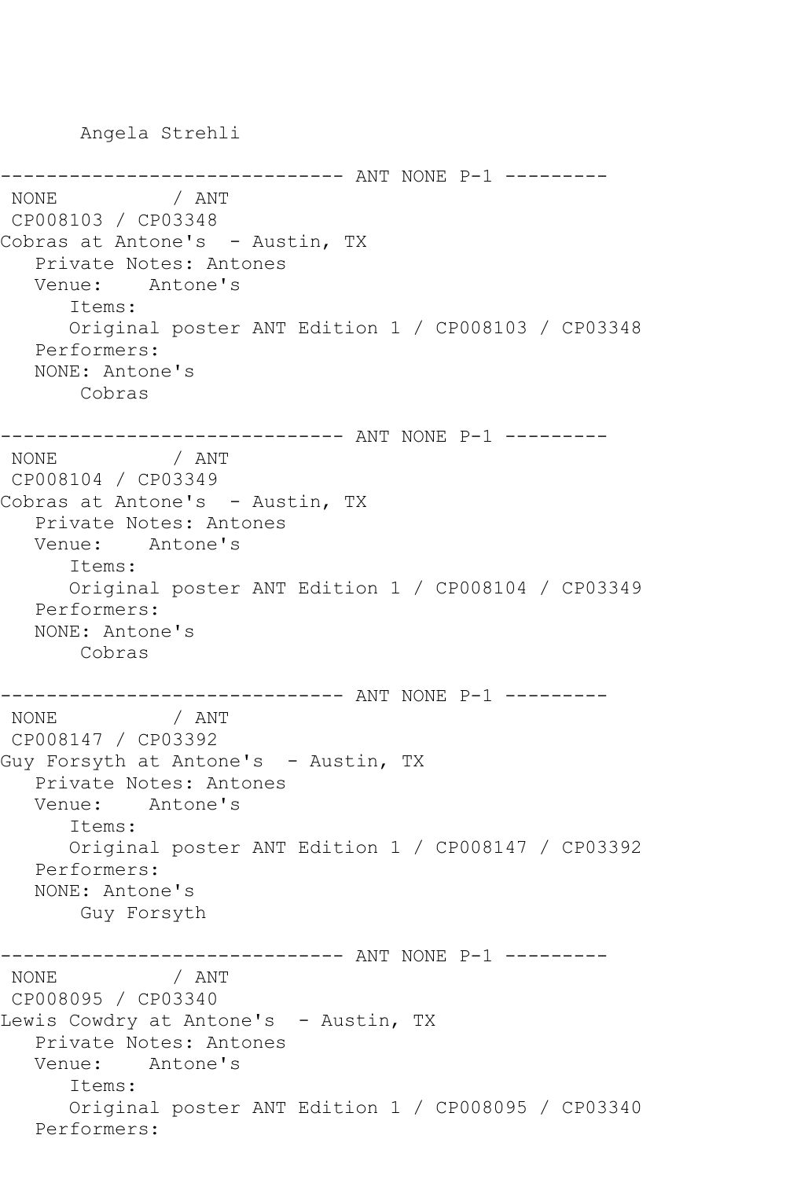Angela Strehli

------------------------------ ANT NONE P-1 ---------

NONE / ANT

CP008103 / CP03348

Cobras at Antone's - Austin, TX

Private Notes: Antones

Venue: Antone's

Items:

Original poster ANT Edition 1 / CP008103 / CP03348

Performers:

NONE: Antone's

Cobras

------------------------------ ANT NONE P-1 ---------

NONE / ANT

CP008104 / CP03349

Cobras at Antone's - Austin, TX

Private Notes: Antones

Venue: Antone's

Items:

Original poster ANT Edition 1 / CP008104 / CP03349

Performers:

NONE: Antone's

Cobras

------------------------------ ANT NONE P-1 ---------

NONE / ANT

CP008147 / CP03392

Guy Forsyth at Antone's - Austin, TX

Private Notes: Antones

Venue: Antone's

Items:

Original poster ANT Edition 1 / CP008147 / CP03392

Performers:

NONE: Antone's

Guy Forsyth

------------------------------ ANT NONE P-1 ---------

NONE / ANT

CP008095 / CP03340

Lewis Cowdry at Antone's - Austin, TX

Private Notes: Antones

Venue: Antone's

Items:

Original poster ANT Edition 1 / CP008095 / CP03340

Performers: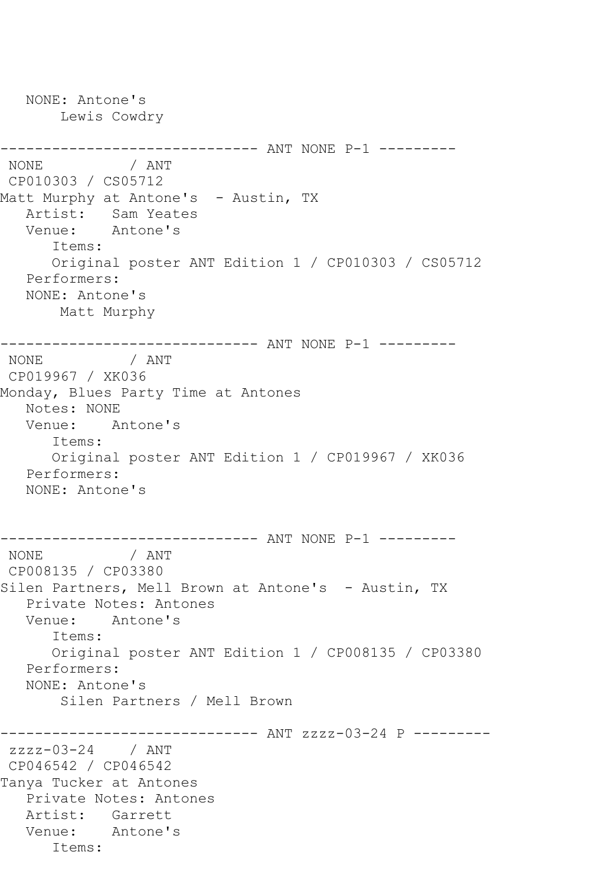```
   NONE: Antone's
       Lewis Cowdry

------------------------------ ANT NONE P-1 ---------
 NONE          / ANT
 CP010303 / CS05712
Matt Murphy at Antone's  - Austin, TX
   Artist:   Sam Yeates
   Venue:    Antone's
      Items:
      Original poster ANT Edition 1 / CP010303 / CS05712
   Performers:
   NONE: Antone's
       Matt Murphy

------------------------------ ANT NONE P-1 ---------
 NONE          / ANT
 CP019967 / XK036
Monday, Blues Party Time at Antones
   Notes: NONE
   Venue:    Antone's
      Items:
      Original poster ANT Edition 1 / CP019967 / XK036
   Performers:
   NONE: Antone's


------------------------------ ANT NONE P-1 ---------
 NONE          / ANT
 CP008135 / CP03380
Silen Partners, Mell Brown at Antone's  - Austin, TX
   Private Notes: Antones
   Venue:    Antone's
      Items:
      Original poster ANT Edition 1 / CP008135 / CP03380
   Performers:
   NONE: Antone's
       Silen Partners / Mell Brown

------------------------------ ANT zzzz-03-24 P ---------
 zzzz-03-24    / ANT
 CP046542 / CP046542
Tanya Tucker at Antones
   Private Notes: Antones
   Artist:   Garrett
   Venue:    Antone's
      Items:
```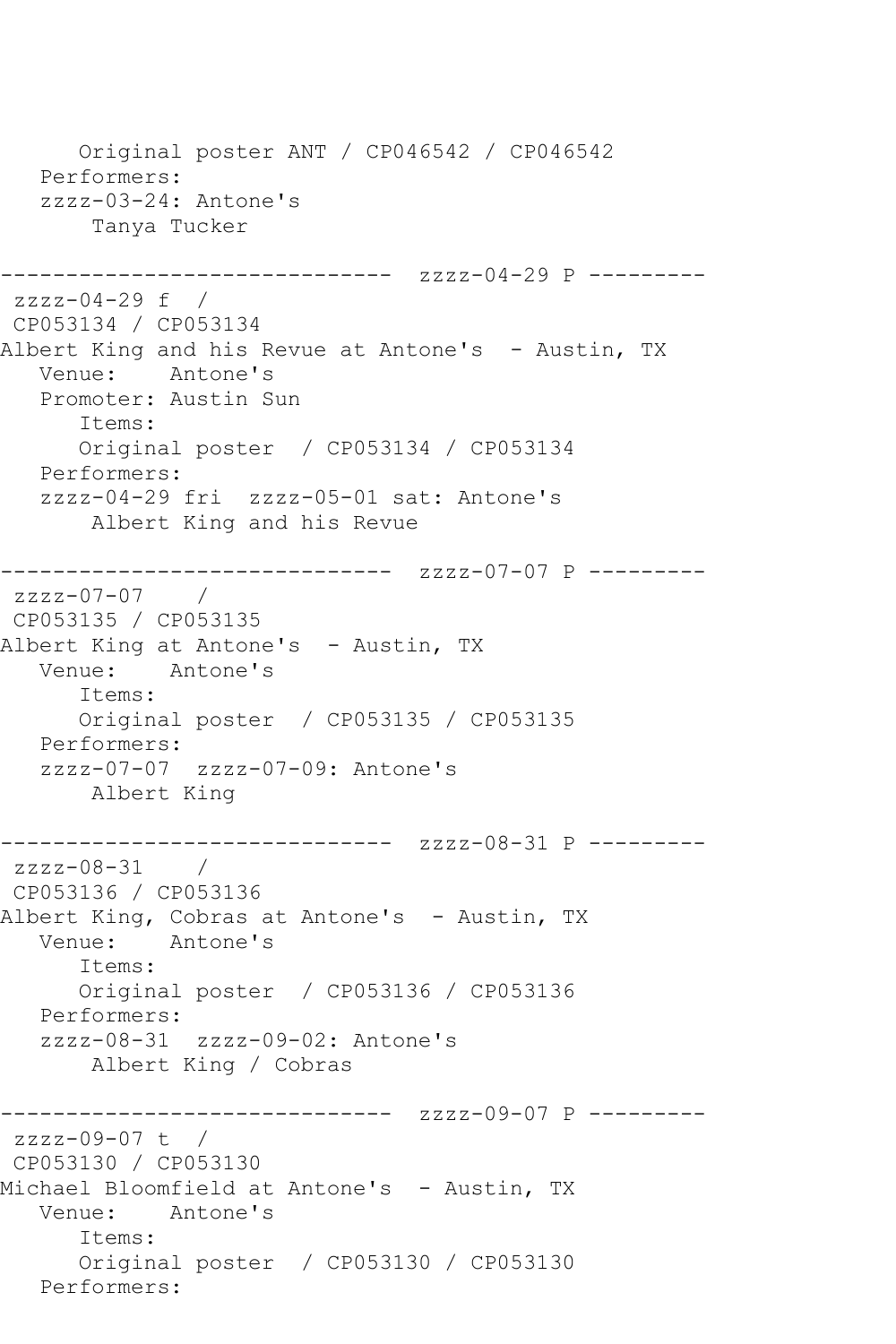```
      Original poster ANT / CP046542 / CP046542
   Performers:
   zzzz-03-24: Antone's
       Tanya Tucker

------------------------------  zzzz-04-29 P ---------
 zzzz-04-29 f  /
 CP053134 / CP053134
Albert King and his Revue at Antone's  - Austin, TX
   Venue:    Antone's
   Promoter: Austin Sun
      Items:
      Original poster  / CP053134 / CP053134
   Performers:
   zzzz-04-29 fri  zzzz-05-01 sat: Antone's
       Albert King and his Revue

------------------------------  zzzz-07-07 P ---------
 zzzz-07-07    /
 CP053135 / CP053135
Albert King at Antone's  - Austin, TX
   Venue:    Antone's
      Items:
      Original poster  / CP053135 / CP053135
   Performers:
   zzzz-07-07  zzzz-07-09: Antone's
       Albert King

------------------------------  zzzz-08-31 P ---------
 zzzz-08-31    /
 CP053136 / CP053136
Albert King, Cobras at Antone's  - Austin, TX
   Venue:    Antone's
      Items:
      Original poster  / CP053136 / CP053136
   Performers:
   zzzz-08-31  zzzz-09-02: Antone's
       Albert King / Cobras

------------------------------  zzzz-09-07 P ---------
 zzzz-09-07 t  /
 CP053130 / CP053130
Michael Bloomfield at Antone's  - Austin, TX
   Venue:    Antone's
      Items:
      Original poster  / CP053130 / CP053130
   Performers:
```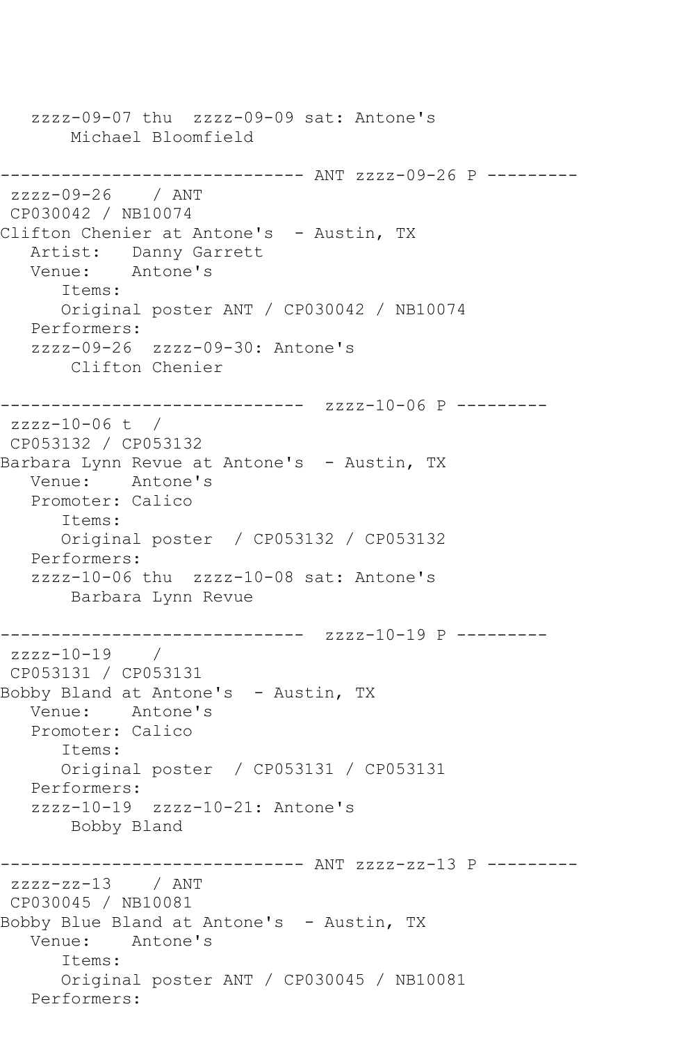```
   zzzz-09-07 thu  zzzz-09-09 sat: Antone's
       Michael Bloomfield

------------------------------ ANT zzzz-09-26 P ---------
 zzzz-09-26    / ANT
 CP030042 / NB10074
Clifton Chenier at Antone's  - Austin, TX
   Artist:   Danny Garrett
   Venue:    Antone's
      Items:
      Original poster ANT / CP030042 / NB10074
   Performers:
   zzzz-09-26  zzzz-09-30: Antone's
       Clifton Chenier

------------------------------  zzzz-10-06 P ---------
 zzzz-10-06 t  /
 CP053132 / CP053132
Barbara Lynn Revue at Antone's  - Austin, TX
   Venue:    Antone's
   Promoter: Calico
      Items:
      Original poster  / CP053132 / CP053132
   Performers:
   zzzz-10-06 thu  zzzz-10-08 sat: Antone's
       Barbara Lynn Revue

------------------------------  zzzz-10-19 P ---------
 zzzz-10-19    /
 CP053131 / CP053131
Bobby Bland at Antone's  - Austin, TX
   Venue:    Antone's
   Promoter: Calico
      Items:
      Original poster  / CP053131 / CP053131
   Performers:
   zzzz-10-19  zzzz-10-21: Antone's
       Bobby Bland

------------------------------ ANT zzzz-zz-13 P ---------
 zzzz-zz-13    / ANT
 CP030045 / NB10081
Bobby Blue Bland at Antone's  - Austin, TX
   Venue:    Antone's
      Items:
      Original poster ANT / CP030045 / NB10081
   Performers:
```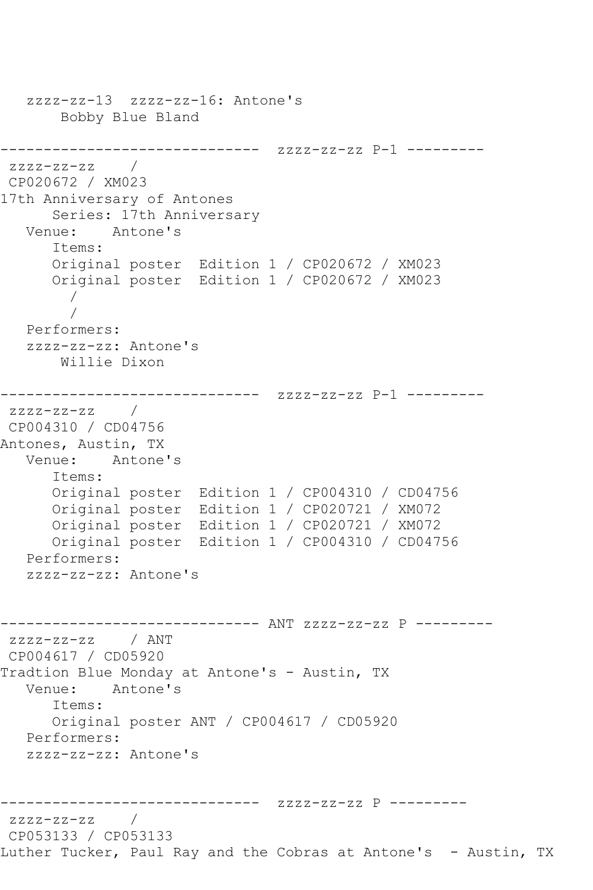```
   zzzz-zz-13  zzzz-zz-16: Antone's
       Bobby Blue Bland

------------------------------  zzzz-zz-zz P-1 ---------
 zzzz-zz-zz    /
 CP020672 / XM023
17th Anniversary of Antones
      Series: 17th Anniversary
   Venue:    Antone's
      Items:
      Original poster  Edition 1 / CP020672 / XM023
      Original poster  Edition 1 / CP020672 / XM023
        /
        /
   Performers:
   zzzz-zz-zz: Antone's
       Willie Dixon

------------------------------  zzzz-zz-zz P-1 ---------
 zzzz-zz-zz    /
 CP004310 / CD04756
Antones, Austin, TX
   Venue:    Antone's
      Items:
      Original poster  Edition 1 / CP004310 / CD04756
      Original poster  Edition 1 / CP020721 / XM072
      Original poster  Edition 1 / CP020721 / XM072
      Original poster  Edition 1 / CP004310 / CD04756
   Performers:
   zzzz-zz-zz: Antone's


------------------------------ ANT zzzz-zz-zz P ---------
 zzzz-zz-zz    / ANT
 CP004617 / CD05920
Tradtion Blue Monday at Antone's - Austin, TX
   Venue:    Antone's
      Items:
      Original poster ANT / CP004617 / CD05920
   Performers:
   zzzz-zz-zz: Antone's


------------------------------  zzzz-zz-zz P ---------
 zzzz-zz-zz    /
 CP053133 / CP053133
Luther Tucker, Paul Ray and the Cobras at Antone's  - Austin, TX
```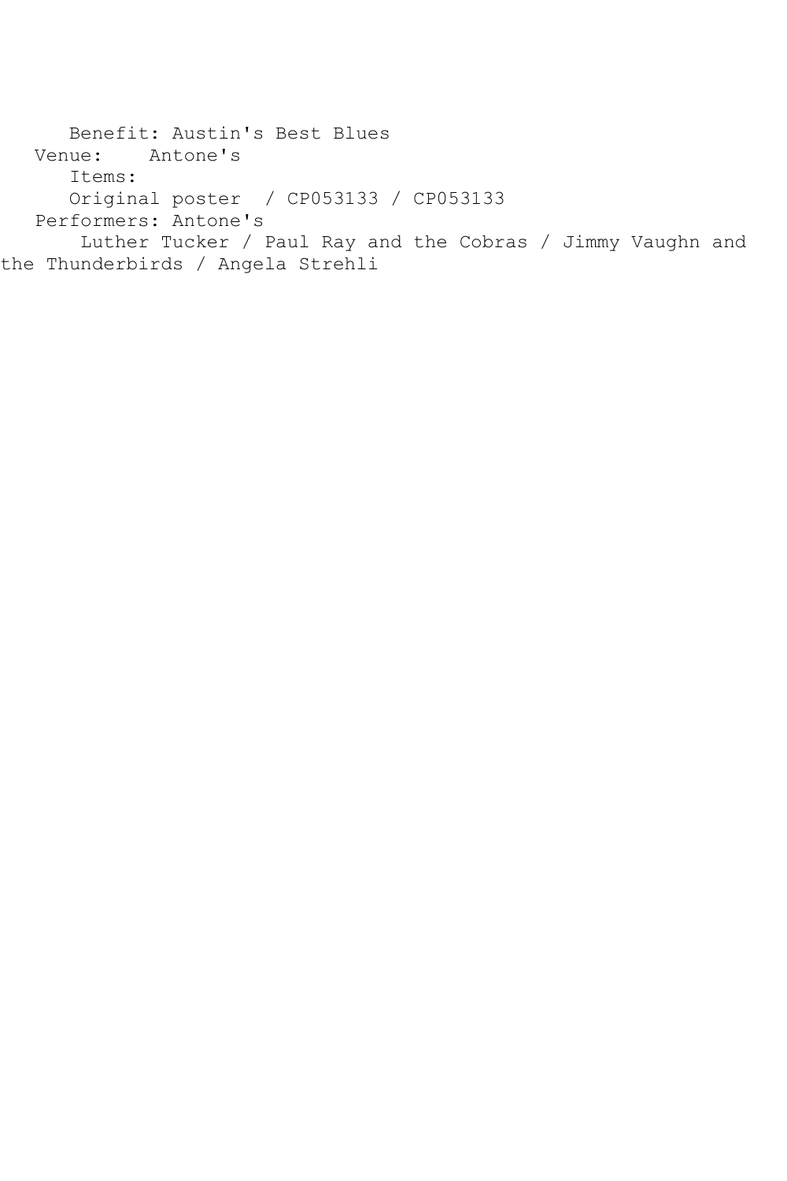Benefit: Austin's Best Blues
Venue: Antone's
Items:
Original poster / CP053133 / CP053133
Performers: Antone's
Luther Tucker / Paul Ray and the Cobras / Jimmy Vaughn and the Thunderbirds / Angela Strehli